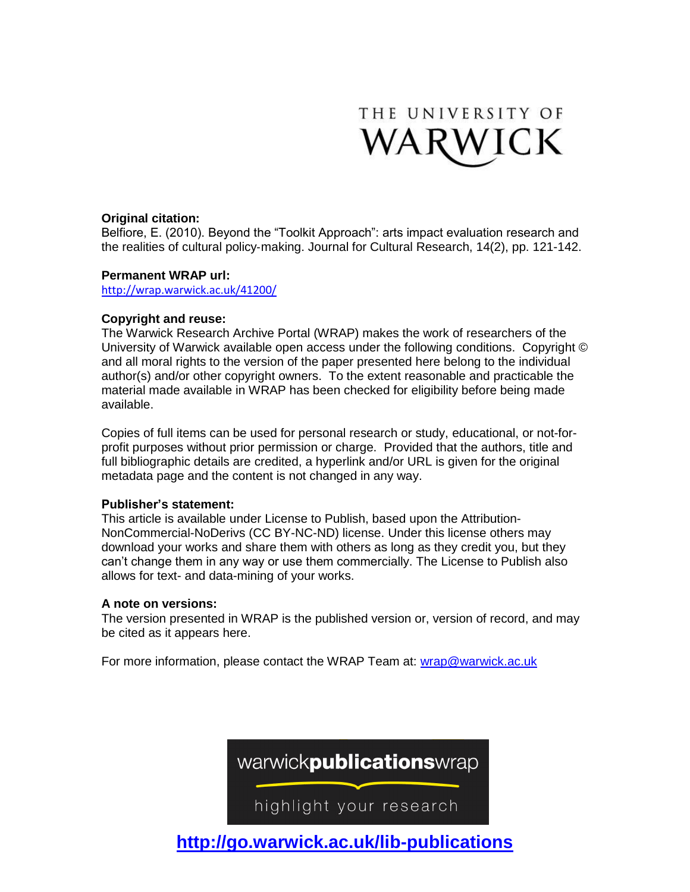THE UNIVERSITY OF WARWICK

**Original citation:**
Belfiore, E. (2010). Beyond the "Toolkit Approach": arts impact evaluation research and the realities of cultural policy-making. Journal for Cultural Research, 14(2), pp. 121-142.

**Permanent WRAP url:**
http://wrap.warwick.ac.uk/41200/

**Copyright and reuse:**
The Warwick Research Archive Portal (WRAP) makes the work of researchers of the University of Warwick available open access under the following conditions. Copyright © and all moral rights to the version of the paper presented here belong to the individual author(s) and/or other copyright owners. To the extent reasonable and practicable the material made available in WRAP has been checked for eligibility before being made available.

Copies of full items can be used for personal research or study, educational, or not-for-profit purposes without prior permission or charge. Provided that the authors, title and full bibliographic details are credited, a hyperlink and/or URL is given for the original metadata page and the content is not changed in any way.

**Publisher's statement:**
This article is available under License to Publish, based upon the Attribution-NonCommercial-NoDerivs (CC BY-NC-ND) license. Under this license others may download your works and share them with others as long as they credit you, but they can't change them in any way or use them commercially. The License to Publish also allows for text- and data-mining of your works.

**A note on versions:**
The version presented in WRAP is the published version or, version of record, and may be cited as it appears here.

For more information, please contact the WRAP Team at: wrap@warwick.ac.uk

warwick**publications**wrap

highlight your research

**http://go.warwick.ac.uk/lib-publications**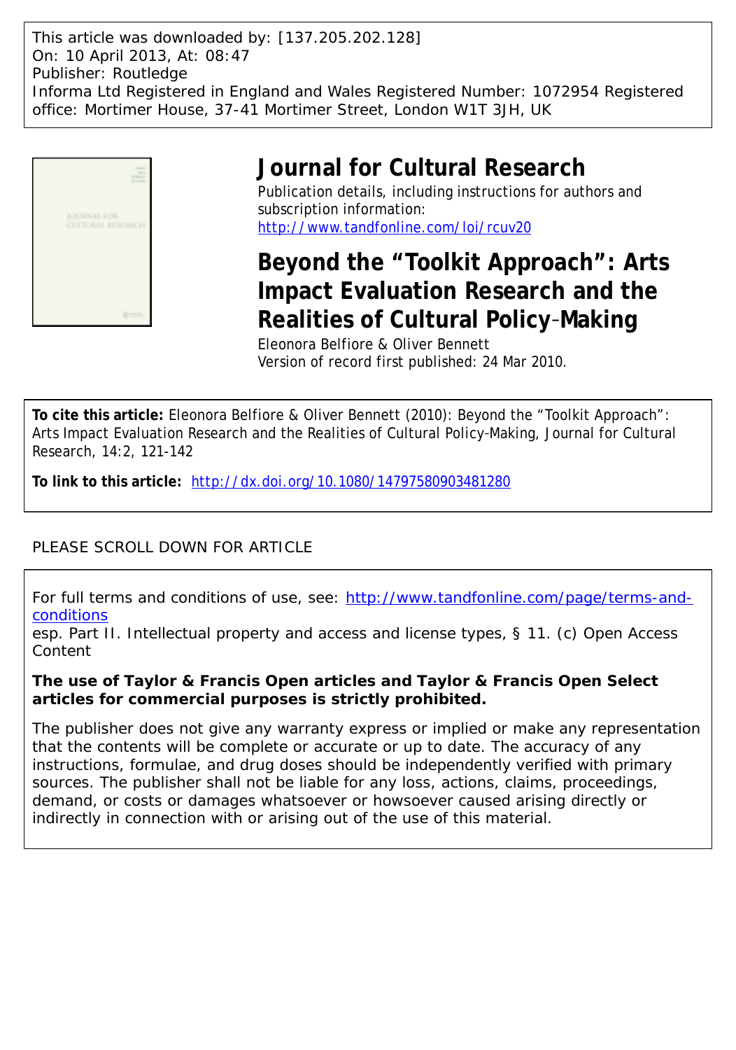This article was downloaded by: [137.205.202.128]
On: 10 April 2013, At: 08:47
Publisher: Routledge
Informa Ltd Registered in England and Wales Registered Number: 1072954 Registered office: Mortimer House, 37-41 Mortimer Street, London W1T 3JH, UK

# Journal for Cultural Research

Publication details, including instructions for authors and subscription information:
http://www.tandfonline.com/loi/rcuv20

# Beyond the "Toolkit Approach": Arts Impact Evaluation Research and the Realities of Cultural Policy-Making

Eleonora Belfiore & Oliver Bennett
Version of record first published: 24 Mar 2010.

**To cite this article:** Eleonora Belfiore & Oliver Bennett (2010): Beyond the "Toolkit Approach": Arts Impact Evaluation Research and the Realities of Cultural Policy-Making, Journal for Cultural Research, 14:2, 121-142

**To link to this article:** http://dx.doi.org/10.1080/14797580903481280

PLEASE SCROLL DOWN FOR ARTICLE

For full terms and conditions of use, see: http://www.tandfonline.com/page/terms-and-conditions
esp. Part II. Intellectual property and access and license types, § 11. (c) Open Access Content

**The use of Taylor & Francis Open articles and Taylor & Francis Open Select articles for commercial purposes is strictly prohibited.**

The publisher does not give any warranty express or implied or make any representation that the contents will be complete or accurate or up to date. The accuracy of any instructions, formulae, and drug doses should be independently verified with primary sources. The publisher shall not be liable for any loss, actions, claims, proceedings, demand, or costs or damages whatsoever or howsoever caused arising directly or indirectly in connection with or arising out of the use of this material.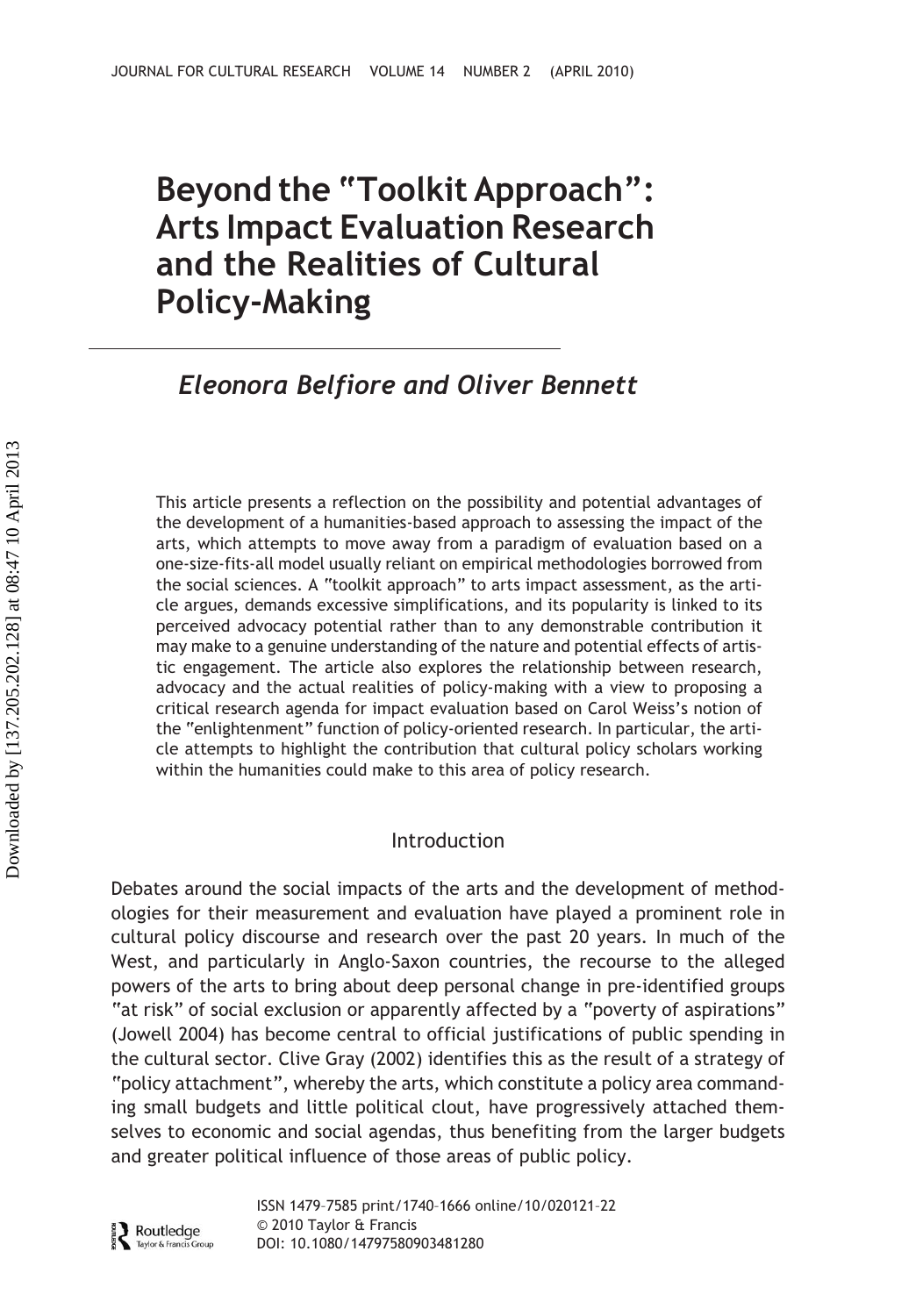# Beyond the "Toolkit Approach": Arts Impact Evaluation Research and the Realities of Cultural Policy-Making

## *Eleonora Belfiore and Oliver Bennett*

This article presents a reflection on the possibility and potential advantages of the development of a humanities-based approach to assessing the impact of the arts, which attempts to move away from a paradigm of evaluation based on a one-size-fits-all model usually reliant on empirical methodologies borrowed from the social sciences. A "toolkit approach" to arts impact assessment, as the article argues, demands excessive simplifications, and its popularity is linked to its perceived advocacy potential rather than to any demonstrable contribution it may make to a genuine understanding of the nature and potential effects of artistic engagement. The article also explores the relationship between research, advocacy and the actual realities of policy-making with a view to proposing a critical research agenda for impact evaluation based on Carol Weiss's notion of the "enlightenment" function of policy-oriented research. In particular, the article attempts to highlight the contribution that cultural policy scholars working within the humanities could make to this area of policy research.

## Introduction

Debates around the social impacts of the arts and the development of methodologies for their measurement and evaluation have played a prominent role in cultural policy discourse and research over the past 20 years. In much of the West, and particularly in Anglo-Saxon countries, the recourse to the alleged powers of the arts to bring about deep personal change in pre-identified groups "at risk" of social exclusion or apparently affected by a "poverty of aspirations" (Jowell 2004) has become central to official justifications of public spending in the cultural sector. Clive Gray (2002) identifies this as the result of a strategy of "policy attachment", whereby the arts, which constitute a policy area commanding small budgets and little political clout, have progressively attached themselves to economic and social agendas, thus benefiting from the larger budgets and greater political influence of those areas of public policy.

ISSN 1479–7585 print/1740–1666 online/10/020121–22
© 2010 Taylor & Francis
DOI: 10.1080/14797580903481280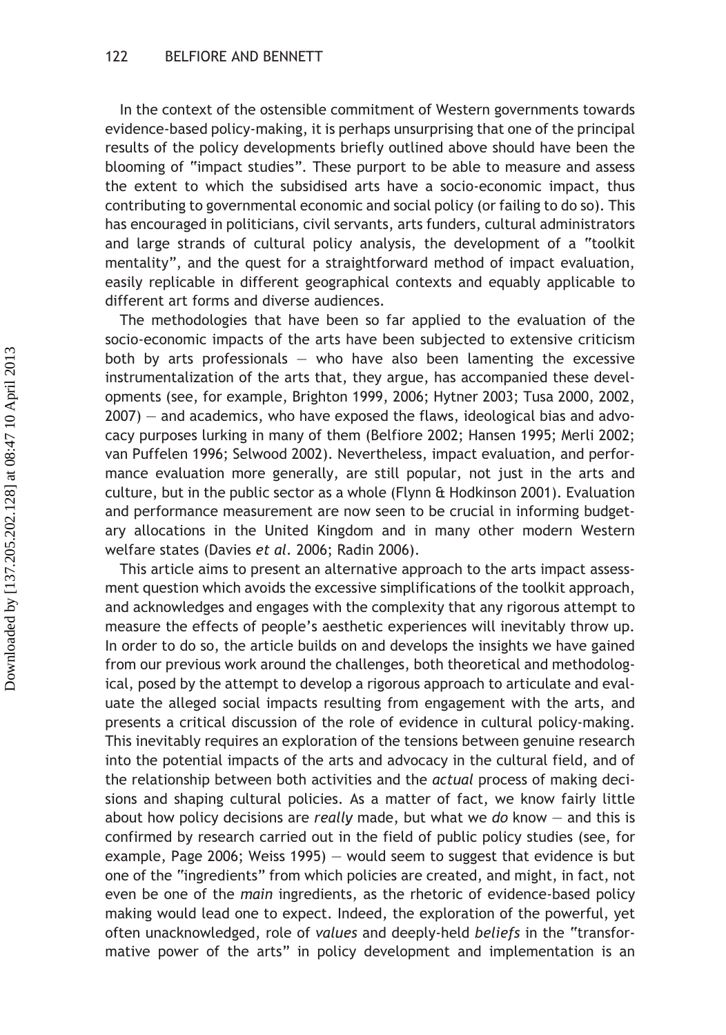In the context of the ostensible commitment of Western governments towards evidence-based policy-making, it is perhaps unsurprising that one of the principal results of the policy developments briefly outlined above should have been the blooming of "impact studies". These purport to be able to measure and assess the extent to which the subsidised arts have a socio-economic impact, thus contributing to governmental economic and social policy (or failing to do so). This has encouraged in politicians, civil servants, arts funders, cultural administrators and large strands of cultural policy analysis, the development of a "toolkit mentality", and the quest for a straightforward method of impact evaluation, easily replicable in different geographical contexts and equably applicable to different art forms and diverse audiences.

The methodologies that have been so far applied to the evaluation of the socio-economic impacts of the arts have been subjected to extensive criticism both by arts professionals — who have also been lamenting the excessive instrumentalization of the arts that, they argue, has accompanied these developments (see, for example, Brighton 1999, 2006; Hytner 2003; Tusa 2000, 2002, 2007) — and academics, who have exposed the flaws, ideological bias and advocacy purposes lurking in many of them (Belfiore 2002; Hansen 1995; Merli 2002; van Puffelen 1996; Selwood 2002). Nevertheless, impact evaluation, and performance evaluation more generally, are still popular, not just in the arts and culture, but in the public sector as a whole (Flynn & Hodkinson 2001). Evaluation and performance measurement are now seen to be crucial in informing budgetary allocations in the United Kingdom and in many other modern Western welfare states (Davies *et al*. 2006; Radin 2006).

This article aims to present an alternative approach to the arts impact assessment question which avoids the excessive simplifications of the toolkit approach, and acknowledges and engages with the complexity that any rigorous attempt to measure the effects of people's aesthetic experiences will inevitably throw up. In order to do so, the article builds on and develops the insights we have gained from our previous work around the challenges, both theoretical and methodological, posed by the attempt to develop a rigorous approach to articulate and evaluate the alleged social impacts resulting from engagement with the arts, and presents a critical discussion of the role of evidence in cultural policy-making. This inevitably requires an exploration of the tensions between genuine research into the potential impacts of the arts and advocacy in the cultural field, and of the relationship between both activities and the *actual* process of making decisions and shaping cultural policies. As a matter of fact, we know fairly little about how policy decisions are *really* made, but what we *do* know — and this is confirmed by research carried out in the field of public policy studies (see, for example, Page 2006; Weiss 1995) — would seem to suggest that evidence is but one of the "ingredients" from which policies are created, and might, in fact, not even be one of the *main* ingredients, as the rhetoric of evidence-based policy making would lead one to expect. Indeed, the exploration of the powerful, yet often unacknowledged, role of *values* and deeply-held *beliefs* in the "transformative power of the arts" in policy development and implementation is an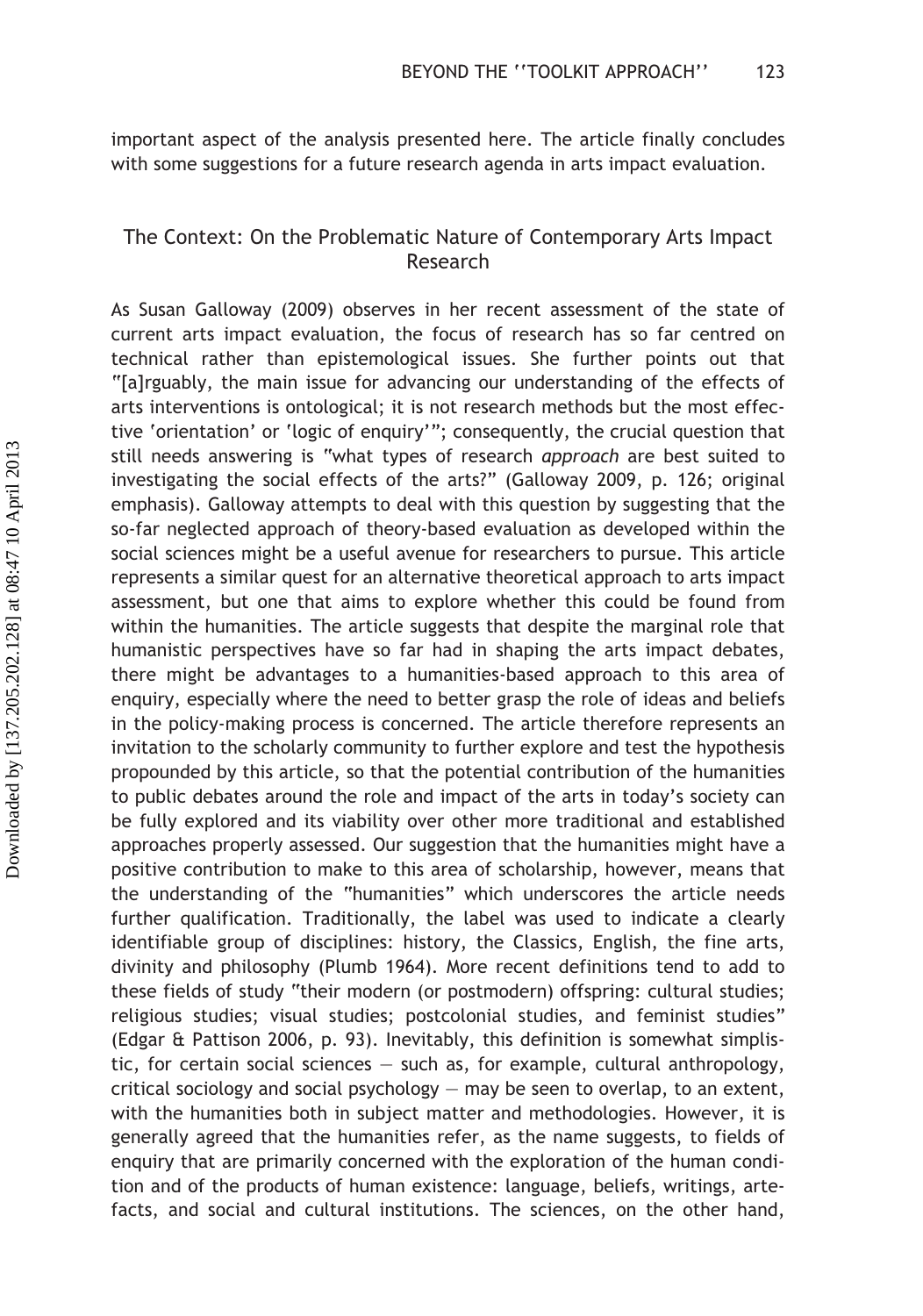important aspect of the analysis presented here. The article finally concludes with some suggestions for a future research agenda in arts impact evaluation.

## The Context: On the Problematic Nature of Contemporary Arts Impact Research

As Susan Galloway (2009) observes in her recent assessment of the state of current arts impact evaluation, the focus of research has so far centred on technical rather than epistemological issues. She further points out that "[a]rguably, the main issue for advancing our understanding of the effects of arts interventions is ontological; it is not research methods but the most effective 'orientation' or 'logic of enquiry'"; consequently, the crucial question that still needs answering is "what types of research *approach* are best suited to investigating the social effects of the arts?" (Galloway 2009, p. 126; original emphasis). Galloway attempts to deal with this question by suggesting that the so-far neglected approach of theory-based evaluation as developed within the social sciences might be a useful avenue for researchers to pursue. This article represents a similar quest for an alternative theoretical approach to arts impact assessment, but one that aims to explore whether this could be found from within the humanities. The article suggests that despite the marginal role that humanistic perspectives have so far had in shaping the arts impact debates, there might be advantages to a humanities-based approach to this area of enquiry, especially where the need to better grasp the role of ideas and beliefs in the policy-making process is concerned. The article therefore represents an invitation to the scholarly community to further explore and test the hypothesis propounded by this article, so that the potential contribution of the humanities to public debates around the role and impact of the arts in today's society can be fully explored and its viability over other more traditional and established approaches properly assessed. Our suggestion that the humanities might have a positive contribution to make to this area of scholarship, however, means that the understanding of the "humanities" which underscores the article needs further qualification. Traditionally, the label was used to indicate a clearly identifiable group of disciplines: history, the Classics, English, the fine arts, divinity and philosophy (Plumb 1964). More recent definitions tend to add to these fields of study "their modern (or postmodern) offspring: cultural studies; religious studies; visual studies; postcolonial studies, and feminist studies" (Edgar & Pattison 2006, p. 93). Inevitably, this definition is somewhat simplistic, for certain social sciences — such as, for example, cultural anthropology, critical sociology and social psychology — may be seen to overlap, to an extent, with the humanities both in subject matter and methodologies. However, it is generally agreed that the humanities refer, as the name suggests, to fields of enquiry that are primarily concerned with the exploration of the human condition and of the products of human existence: language, beliefs, writings, artefacts, and social and cultural institutions. The sciences, on the other hand,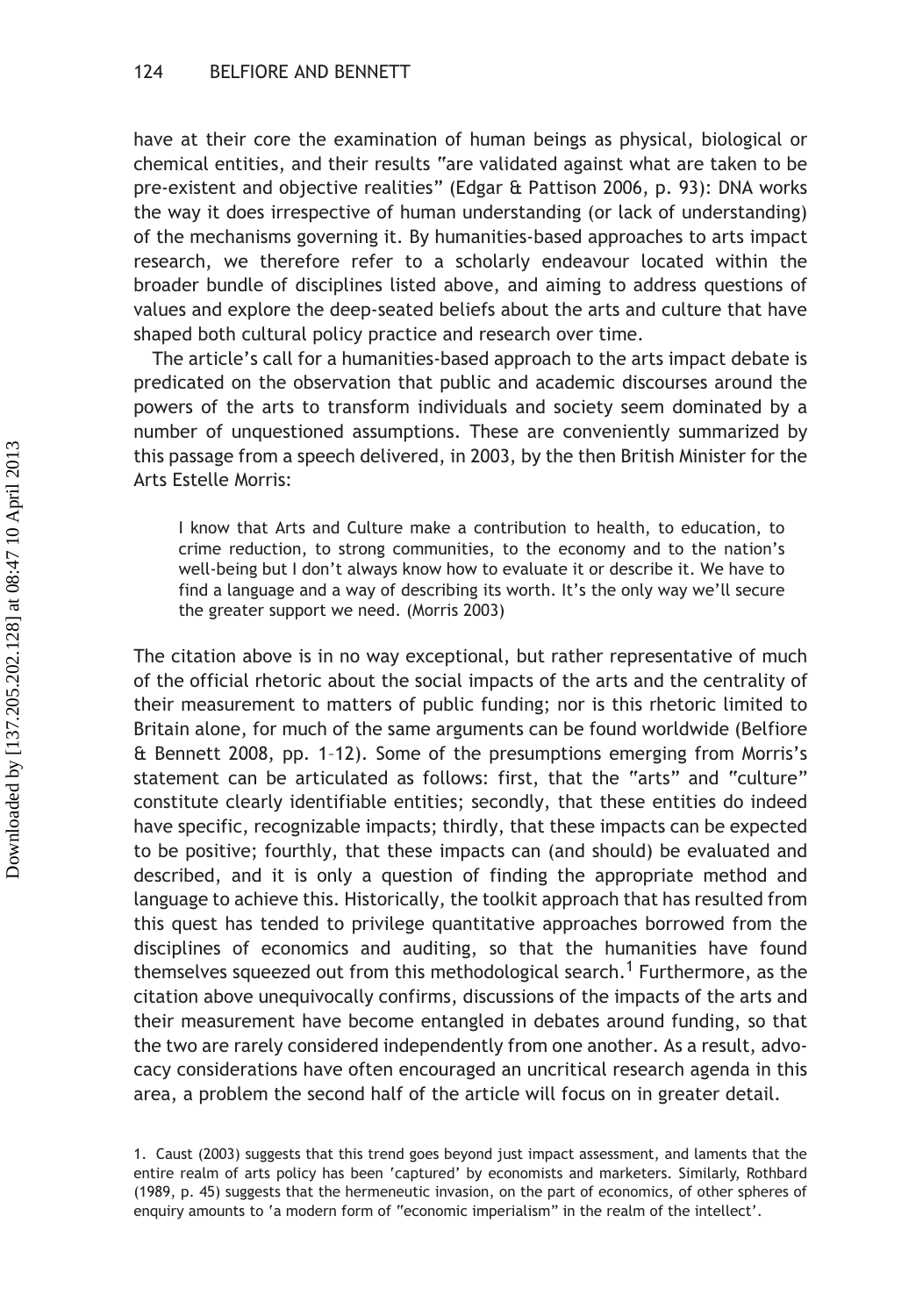have at their core the examination of human beings as physical, biological or chemical entities, and their results "are validated against what are taken to be pre-existent and objective realities" (Edgar & Pattison 2006, p. 93): DNA works the way it does irrespective of human understanding (or lack of understanding) of the mechanisms governing it. By humanities-based approaches to arts impact research, we therefore refer to a scholarly endeavour located within the broader bundle of disciplines listed above, and aiming to address questions of values and explore the deep-seated beliefs about the arts and culture that have shaped both cultural policy practice and research over time.

The article's call for a humanities-based approach to the arts impact debate is predicated on the observation that public and academic discourses around the powers of the arts to transform individuals and society seem dominated by a number of unquestioned assumptions. These are conveniently summarized by this passage from a speech delivered, in 2003, by the then British Minister for the Arts Estelle Morris:

> I know that Arts and Culture make a contribution to health, to education, to crime reduction, to strong communities, to the economy and to the nation's well-being but I don't always know how to evaluate it or describe it. We have to find a language and a way of describing its worth. It's the only way we'll secure the greater support we need. (Morris 2003)

The citation above is in no way exceptional, but rather representative of much of the official rhetoric about the social impacts of the arts and the centrality of their measurement to matters of public funding; nor is this rhetoric limited to Britain alone, for much of the same arguments can be found worldwide (Belfiore & Bennett 2008, pp. 1–12). Some of the presumptions emerging from Morris's statement can be articulated as follows: first, that the "arts" and "culture" constitute clearly identifiable entities; secondly, that these entities do indeed have specific, recognizable impacts; thirdly, that these impacts can be expected to be positive; fourthly, that these impacts can (and should) be evaluated and described, and it is only a question of finding the appropriate method and language to achieve this. Historically, the toolkit approach that has resulted from this quest has tended to privilege quantitative approaches borrowed from the disciplines of economics and auditing, so that the humanities have found themselves squeezed out from this methodological search.[1] Furthermore, as the citation above unequivocally confirms, discussions of the impacts of the arts and their measurement have become entangled in debates around funding, so that the two are rarely considered independently from one another. As a result, advocacy considerations have often encouraged an uncritical research agenda in this area, a problem the second half of the article will focus on in greater detail.

1. Caust (2003) suggests that this trend goes beyond just impact assessment, and laments that the entire realm of arts policy has been 'captured' by economists and marketers. Similarly, Rothbard (1989, p. 45) suggests that the hermeneutic invasion, on the part of economics, of other spheres of enquiry amounts to 'a modern form of "economic imperialism" in the realm of the intellect'.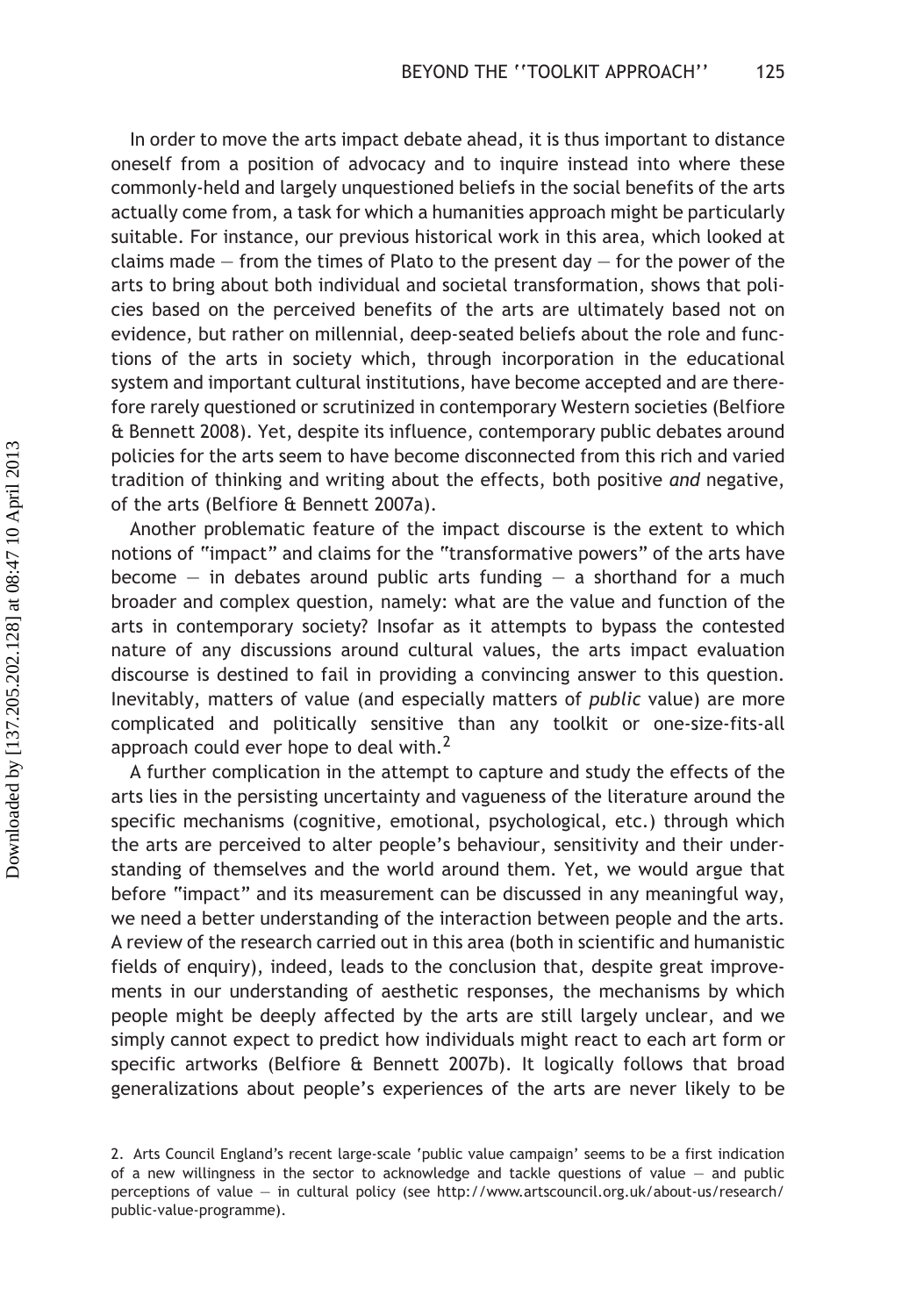In order to move the arts impact debate ahead, it is thus important to distance oneself from a position of advocacy and to inquire instead into where these commonly-held and largely unquestioned beliefs in the social benefits of the arts actually come from, a task for which a humanities approach might be particularly suitable. For instance, our previous historical work in this area, which looked at claims made — from the times of Plato to the present day — for the power of the arts to bring about both individual and societal transformation, shows that policies based on the perceived benefits of the arts are ultimately based not on evidence, but rather on millennial, deep-seated beliefs about the role and functions of the arts in society which, through incorporation in the educational system and important cultural institutions, have become accepted and are therefore rarely questioned or scrutinized in contemporary Western societies (Belfiore & Bennett 2008). Yet, despite its influence, contemporary public debates around policies for the arts seem to have become disconnected from this rich and varied tradition of thinking and writing about the effects, both positive *and* negative, of the arts (Belfiore & Bennett 2007a).

Another problematic feature of the impact discourse is the extent to which notions of "impact" and claims for the "transformative powers" of the arts have become — in debates around public arts funding — a shorthand for a much broader and complex question, namely: what are the value and function of the arts in contemporary society? Insofar as it attempts to bypass the contested nature of any discussions around cultural values, the arts impact evaluation discourse is destined to fail in providing a convincing answer to this question. Inevitably, matters of value (and especially matters of *public* value) are more complicated and politically sensitive than any toolkit or one-size-fits-all approach could ever hope to deal with.[2]

A further complication in the attempt to capture and study the effects of the arts lies in the persisting uncertainty and vagueness of the literature around the specific mechanisms (cognitive, emotional, psychological, etc.) through which the arts are perceived to alter people's behaviour, sensitivity and their understanding of themselves and the world around them. Yet, we would argue that before "impact" and its measurement can be discussed in any meaningful way, we need a better understanding of the interaction between people and the arts. A review of the research carried out in this area (both in scientific and humanistic fields of enquiry), indeed, leads to the conclusion that, despite great improvements in our understanding of aesthetic responses, the mechanisms by which people might be deeply affected by the arts are still largely unclear, and we simply cannot expect to predict how individuals might react to each art form or specific artworks (Belfiore & Bennett 2007b). It logically follows that broad generalizations about people's experiences of the arts are never likely to be

2. Arts Council England's recent large-scale 'public value campaign' seems to be a first indication of a new willingness in the sector to acknowledge and tackle questions of value — and public perceptions of value — in cultural policy (see http://www.artscouncil.org.uk/about-us/research/public-value-programme).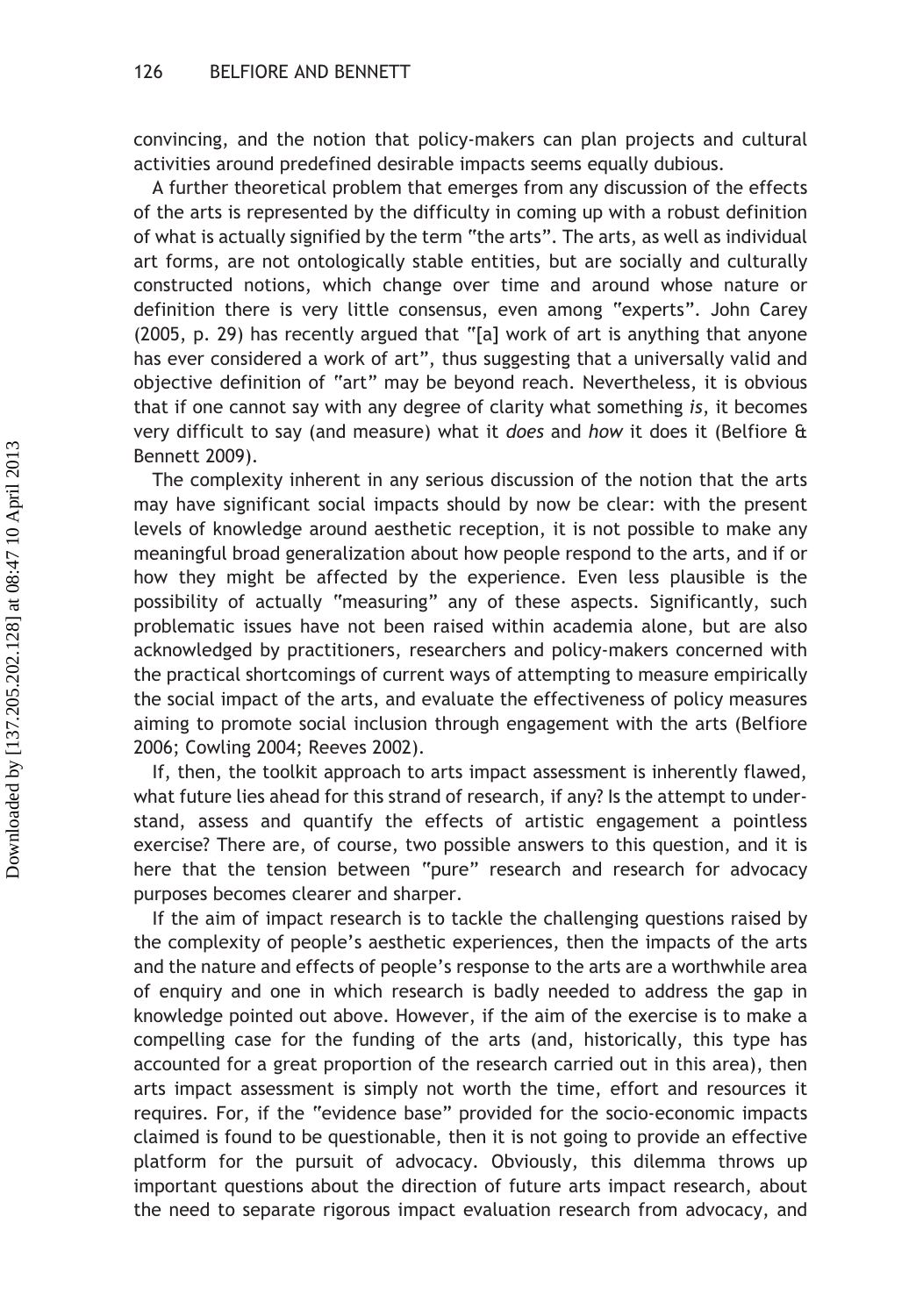convincing, and the notion that policy-makers can plan projects and cultural activities around predefined desirable impacts seems equally dubious.

A further theoretical problem that emerges from any discussion of the effects of the arts is represented by the difficulty in coming up with a robust definition of what is actually signified by the term "the arts". The arts, as well as individual art forms, are not ontologically stable entities, but are socially and culturally constructed notions, which change over time and around whose nature or definition there is very little consensus, even among "experts". John Carey (2005, p. 29) has recently argued that "[a] work of art is anything that anyone has ever considered a work of art", thus suggesting that a universally valid and objective definition of "art" may be beyond reach. Nevertheless, it is obvious that if one cannot say with any degree of clarity what something *is*, it becomes very difficult to say (and measure) what it *does* and *how* it does it (Belfiore & Bennett 2009).

The complexity inherent in any serious discussion of the notion that the arts may have significant social impacts should by now be clear: with the present levels of knowledge around aesthetic reception, it is not possible to make any meaningful broad generalization about how people respond to the arts, and if or how they might be affected by the experience. Even less plausible is the possibility of actually "measuring" any of these aspects. Significantly, such problematic issues have not been raised within academia alone, but are also acknowledged by practitioners, researchers and policy-makers concerned with the practical shortcomings of current ways of attempting to measure empirically the social impact of the arts, and evaluate the effectiveness of policy measures aiming to promote social inclusion through engagement with the arts (Belfiore 2006; Cowling 2004; Reeves 2002).

If, then, the toolkit approach to arts impact assessment is inherently flawed, what future lies ahead for this strand of research, if any? Is the attempt to understand, assess and quantify the effects of artistic engagement a pointless exercise? There are, of course, two possible answers to this question, and it is here that the tension between "pure" research and research for advocacy purposes becomes clearer and sharper.

If the aim of impact research is to tackle the challenging questions raised by the complexity of people's aesthetic experiences, then the impacts of the arts and the nature and effects of people's response to the arts are a worthwhile area of enquiry and one in which research is badly needed to address the gap in knowledge pointed out above. However, if the aim of the exercise is to make a compelling case for the funding of the arts (and, historically, this type has accounted for a great proportion of the research carried out in this area), then arts impact assessment is simply not worth the time, effort and resources it requires. For, if the "evidence base" provided for the socio-economic impacts claimed is found to be questionable, then it is not going to provide an effective platform for the pursuit of advocacy. Obviously, this dilemma throws up important questions about the direction of future arts impact research, about the need to separate rigorous impact evaluation research from advocacy, and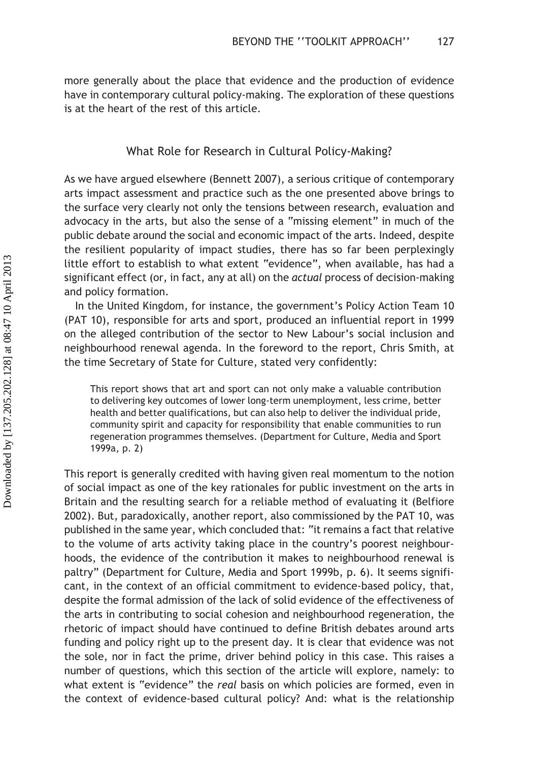more generally about the place that evidence and the production of evidence have in contemporary cultural policy-making. The exploration of these questions is at the heart of the rest of this article.

## What Role for Research in Cultural Policy-Making?

As we have argued elsewhere (Bennett 2007), a serious critique of contemporary arts impact assessment and practice such as the one presented above brings to the surface very clearly not only the tensions between research, evaluation and advocacy in the arts, but also the sense of a "missing element" in much of the public debate around the social and economic impact of the arts. Indeed, despite the resilient popularity of impact studies, there has so far been perplexingly little effort to establish to what extent "evidence", when available, has had a significant effect (or, in fact, any at all) on the *actual* process of decision-making and policy formation.

In the United Kingdom, for instance, the government's Policy Action Team 10 (PAT 10), responsible for arts and sport, produced an influential report in 1999 on the alleged contribution of the sector to New Labour's social inclusion and neighbourhood renewal agenda. In the foreword to the report, Chris Smith, at the time Secretary of State for Culture, stated very confidently:

> This report shows that art and sport can not only make a valuable contribution to delivering key outcomes of lower long-term unemployment, less crime, better health and better qualifications, but can also help to deliver the individual pride, community spirit and capacity for responsibility that enable communities to run regeneration programmes themselves. (Department for Culture, Media and Sport 1999a, p. 2)

This report is generally credited with having given real momentum to the notion of social impact as one of the key rationales for public investment on the arts in Britain and the resulting search for a reliable method of evaluating it (Belfiore 2002). But, paradoxically, another report, also commissioned by the PAT 10, was published in the same year, which concluded that: "it remains a fact that relative to the volume of arts activity taking place in the country's poorest neighbourhoods, the evidence of the contribution it makes to neighbourhood renewal is paltry" (Department for Culture, Media and Sport 1999b, p. 6). It seems significant, in the context of an official commitment to evidence-based policy, that, despite the formal admission of the lack of solid evidence of the effectiveness of the arts in contributing to social cohesion and neighbourhood regeneration, the rhetoric of impact should have continued to define British debates around arts funding and policy right up to the present day. It is clear that evidence was not the sole, nor in fact the prime, driver behind policy in this case. This raises a number of questions, which this section of the article will explore, namely: to what extent is "evidence" the *real* basis on which policies are formed, even in the context of evidence-based cultural policy? And: what is the relationship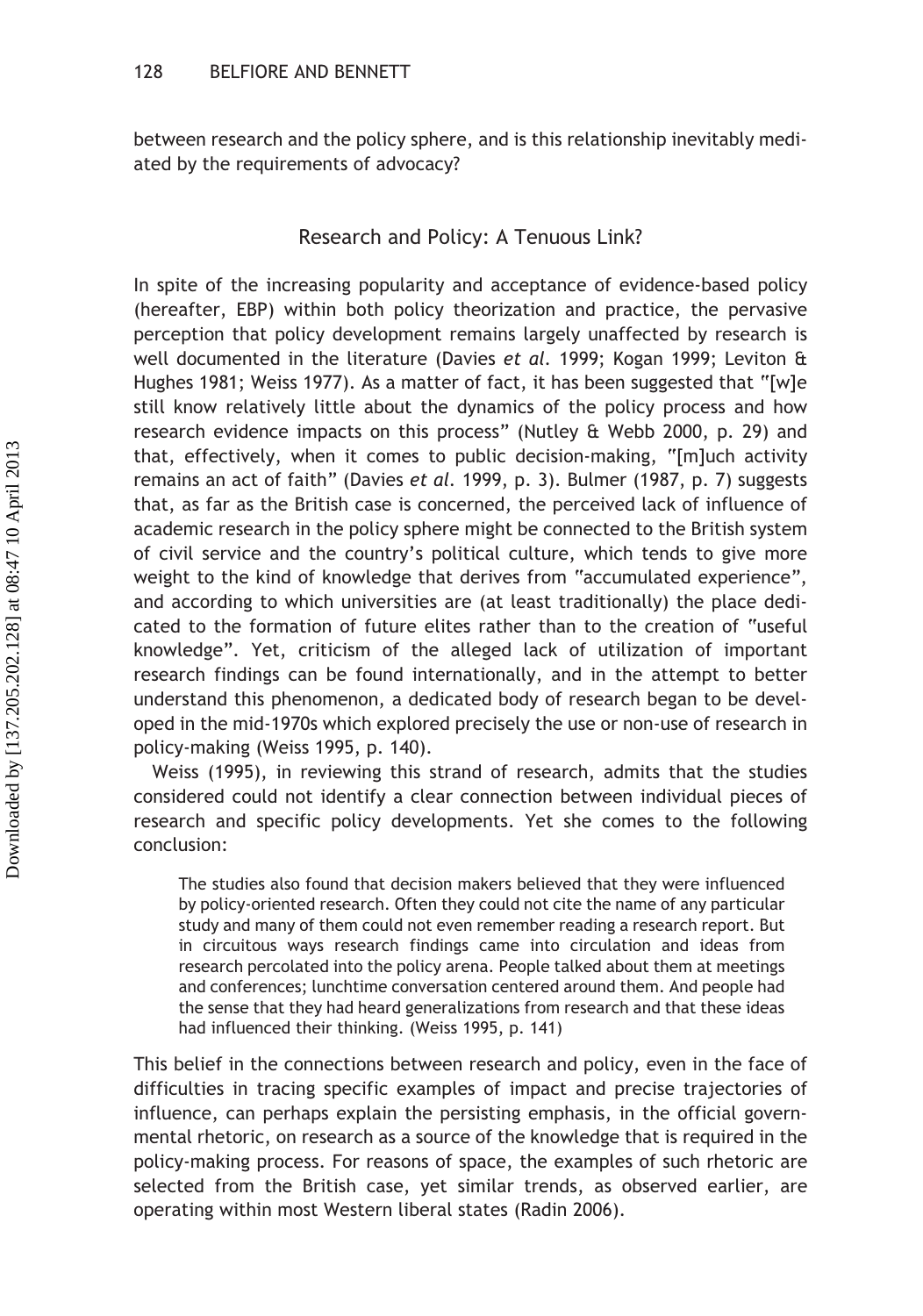between research and the policy sphere, and is this relationship inevitably mediated by the requirements of advocacy?

## Research and Policy: A Tenuous Link?

In spite of the increasing popularity and acceptance of evidence-based policy (hereafter, EBP) within both policy theorization and practice, the pervasive perception that policy development remains largely unaffected by research is well documented in the literature (Davies *et al*. 1999; Kogan 1999; Leviton & Hughes 1981; Weiss 1977). As a matter of fact, it has been suggested that "[w]e still know relatively little about the dynamics of the policy process and how research evidence impacts on this process" (Nutley & Webb 2000, p. 29) and that, effectively, when it comes to public decision-making, "[m]uch activity remains an act of faith" (Davies *et al*. 1999, p. 3). Bulmer (1987, p. 7) suggests that, as far as the British case is concerned, the perceived lack of influence of academic research in the policy sphere might be connected to the British system of civil service and the country's political culture, which tends to give more weight to the kind of knowledge that derives from "accumulated experience", and according to which universities are (at least traditionally) the place dedicated to the formation of future elites rather than to the creation of "useful knowledge". Yet, criticism of the alleged lack of utilization of important research findings can be found internationally, and in the attempt to better understand this phenomenon, a dedicated body of research began to be developed in the mid-1970s which explored precisely the use or non-use of research in policy-making (Weiss 1995, p. 140).

Weiss (1995), in reviewing this strand of research, admits that the studies considered could not identify a clear connection between individual pieces of research and specific policy developments. Yet she comes to the following conclusion:

> The studies also found that decision makers believed that they were influenced by policy-oriented research. Often they could not cite the name of any particular study and many of them could not even remember reading a research report. But in circuitous ways research findings came into circulation and ideas from research percolated into the policy arena. People talked about them at meetings and conferences; lunchtime conversation centered around them. And people had the sense that they had heard generalizations from research and that these ideas had influenced their thinking. (Weiss 1995, p. 141)

This belief in the connections between research and policy, even in the face of difficulties in tracing specific examples of impact and precise trajectories of influence, can perhaps explain the persisting emphasis, in the official governmental rhetoric, on research as a source of the knowledge that is required in the policy-making process. For reasons of space, the examples of such rhetoric are selected from the British case, yet similar trends, as observed earlier, are operating within most Western liberal states (Radin 2006).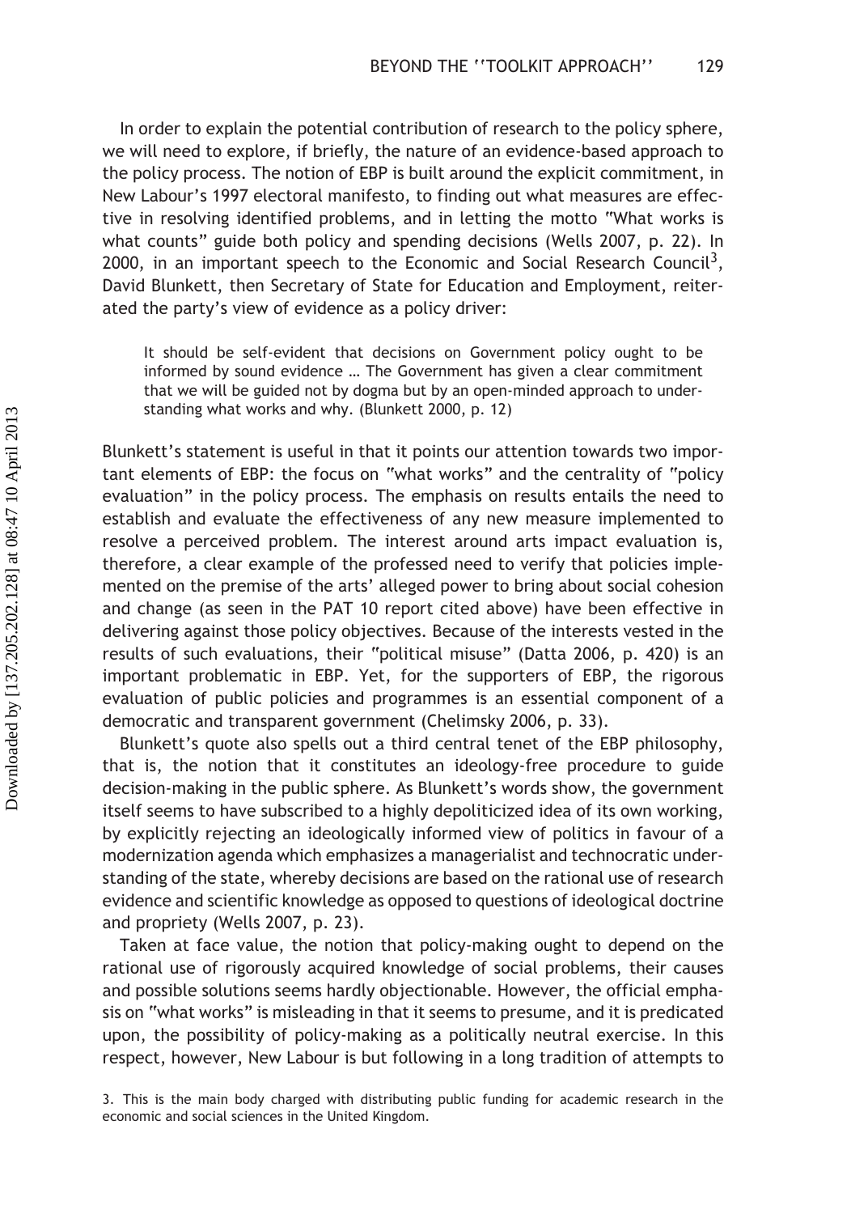In order to explain the potential contribution of research to the policy sphere, we will need to explore, if briefly, the nature of an evidence-based approach to the policy process. The notion of EBP is built around the explicit commitment, in New Labour's 1997 electoral manifesto, to finding out what measures are effective in resolving identified problems, and in letting the motto "What works is what counts" guide both policy and spending decisions (Wells 2007, p. 22). In 2000, in an important speech to the Economic and Social Research Council[3], David Blunkett, then Secretary of State for Education and Employment, reiterated the party's view of evidence as a policy driver:

> It should be self-evident that decisions on Government policy ought to be informed by sound evidence … The Government has given a clear commitment that we will be guided not by dogma but by an open-minded approach to understanding what works and why. (Blunkett 2000, p. 12)

Blunkett's statement is useful in that it points our attention towards two important elements of EBP: the focus on "what works" and the centrality of "policy evaluation" in the policy process. The emphasis on results entails the need to establish and evaluate the effectiveness of any new measure implemented to resolve a perceived problem. The interest around arts impact evaluation is, therefore, a clear example of the professed need to verify that policies implemented on the premise of the arts' alleged power to bring about social cohesion and change (as seen in the PAT 10 report cited above) have been effective in delivering against those policy objectives. Because of the interests vested in the results of such evaluations, their "political misuse" (Datta 2006, p. 420) is an important problematic in EBP. Yet, for the supporters of EBP, the rigorous evaluation of public policies and programmes is an essential component of a democratic and transparent government (Chelimsky 2006, p. 33).

Blunkett's quote also spells out a third central tenet of the EBP philosophy, that is, the notion that it constitutes an ideology-free procedure to guide decision-making in the public sphere. As Blunkett's words show, the government itself seems to have subscribed to a highly depoliticized idea of its own working, by explicitly rejecting an ideologically informed view of politics in favour of a modernization agenda which emphasizes a managerialist and technocratic understanding of the state, whereby decisions are based on the rational use of research evidence and scientific knowledge as opposed to questions of ideological doctrine and propriety (Wells 2007, p. 23).

Taken at face value, the notion that policy-making ought to depend on the rational use of rigorously acquired knowledge of social problems, their causes and possible solutions seems hardly objectionable. However, the official emphasis on "what works" is misleading in that it seems to presume, and it is predicated upon, the possibility of policy-making as a politically neutral exercise. In this respect, however, New Labour is but following in a long tradition of attempts to

3. This is the main body charged with distributing public funding for academic research in the economic and social sciences in the United Kingdom.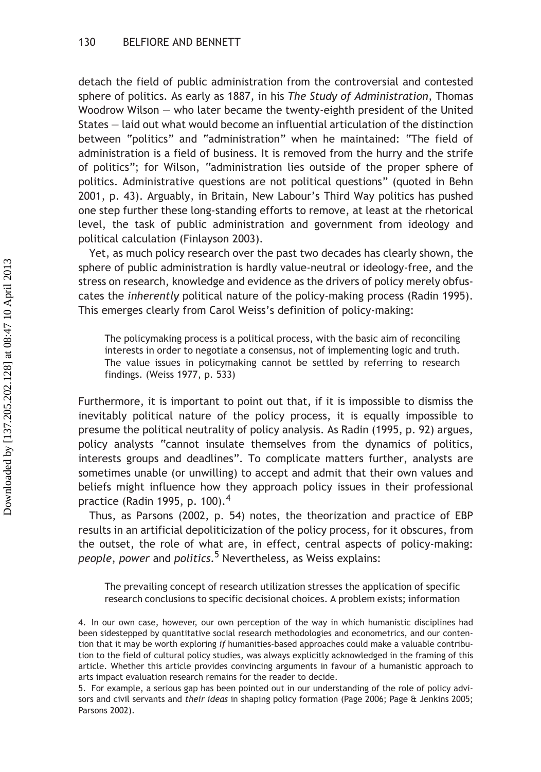detach the field of public administration from the controversial and contested sphere of politics. As early as 1887, in his *The Study of Administration*, Thomas Woodrow Wilson — who later became the twenty-eighth president of the United States — laid out what would become an influential articulation of the distinction between "politics" and "administration" when he maintained: "The field of administration is a field of business. It is removed from the hurry and the strife of politics"; for Wilson, "administration lies outside of the proper sphere of politics. Administrative questions are not political questions" (quoted in Behn 2001, p. 43). Arguably, in Britain, New Labour's Third Way politics has pushed one step further these long-standing efforts to remove, at least at the rhetorical level, the task of public administration and government from ideology and political calculation (Finlayson 2003).

Yet, as much policy research over the past two decades has clearly shown, the sphere of public administration is hardly value-neutral or ideology-free, and the stress on research, knowledge and evidence as the drivers of policy merely obfuscates the *inherently* political nature of the policy-making process (Radin 1995). This emerges clearly from Carol Weiss's definition of policy-making:

> The policymaking process is a political process, with the basic aim of reconciling interests in order to negotiate a consensus, not of implementing logic and truth. The value issues in policymaking cannot be settled by referring to research findings. (Weiss 1977, p. 533)

Furthermore, it is important to point out that, if it is impossible to dismiss the inevitably political nature of the policy process, it is equally impossible to presume the political neutrality of policy analysis. As Radin (1995, p. 92) argues, policy analysts "cannot insulate themselves from the dynamics of politics, interests groups and deadlines". To complicate matters further, analysts are sometimes unable (or unwilling) to accept and admit that their own values and beliefs might influence how they approach policy issues in their professional practice (Radin 1995, p. 100).[4]

Thus, as Parsons (2002, p. 54) notes, the theorization and practice of EBP results in an artificial depoliticization of the policy process, for it obscures, from the outset, the role of what are, in effect, central aspects of policy-making: *people*, *power* and *politics*.[5] Nevertheless, as Weiss explains:

> The prevailing concept of research utilization stresses the application of specific research conclusions to specific decisional choices. A problem exists; information

4. In our own case, however, our own perception of the way in which humanistic disciplines had been sidestepped by quantitative social research methodologies and econometrics, and our contention that it may be worth exploring *if* humanities-based approaches could make a valuable contribution to the field of cultural policy studies, was always explicitly acknowledged in the framing of this article. Whether this article provides convincing arguments in favour of a humanistic approach to arts impact evaluation research remains for the reader to decide.

5. For example, a serious gap has been pointed out in our understanding of the role of policy advisors and civil servants and *their ideas* in shaping policy formation (Page 2006; Page & Jenkins 2005; Parsons 2002).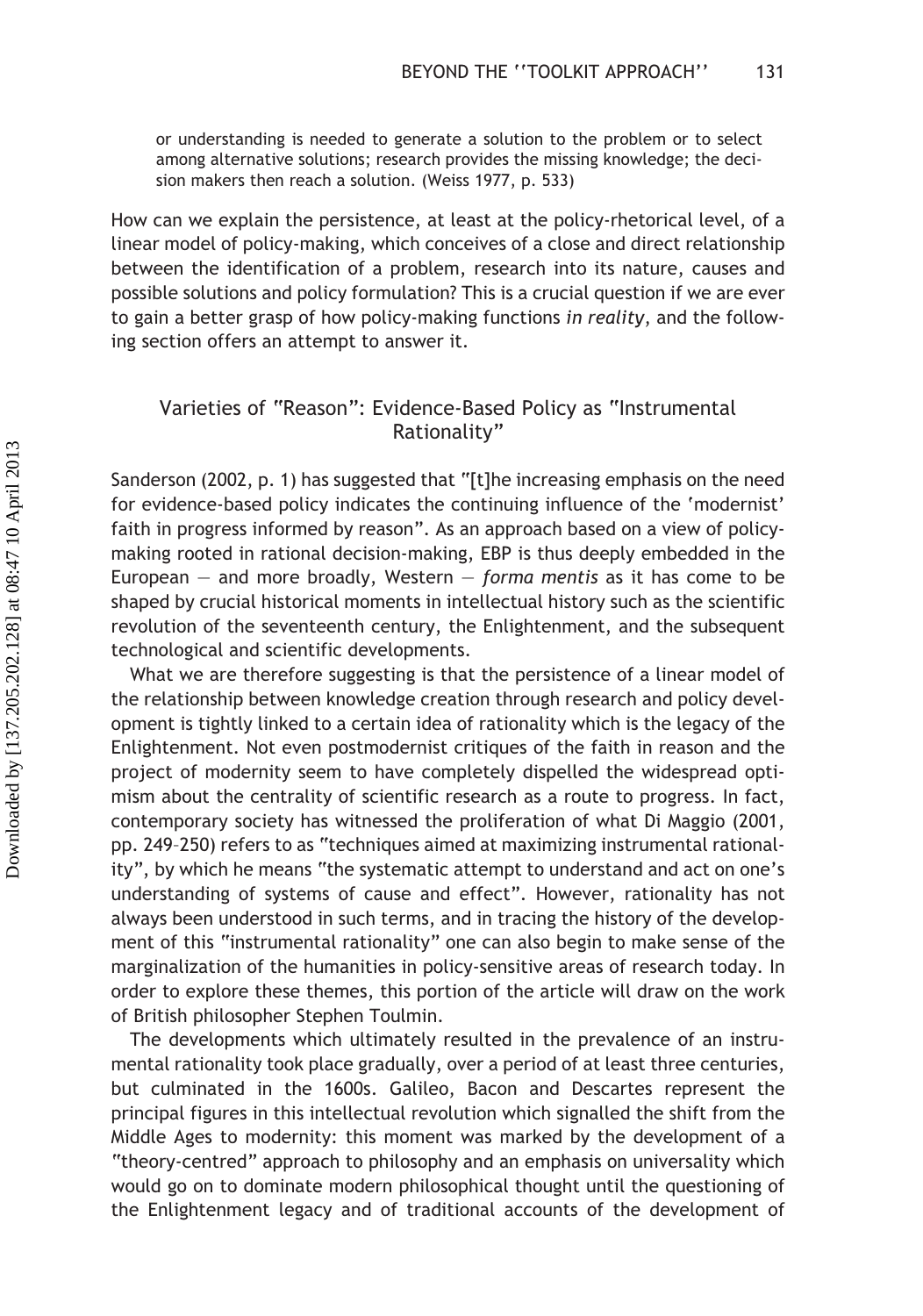or understanding is needed to generate a solution to the problem or to select among alternative solutions; research provides the missing knowledge; the decision makers then reach a solution. (Weiss 1977, p. 533)

How can we explain the persistence, at least at the policy-rhetorical level, of a linear model of policy-making, which conceives of a close and direct relationship between the identification of a problem, research into its nature, causes and possible solutions and policy formulation? This is a crucial question if we are ever to gain a better grasp of how policy-making functions *in reality*, and the following section offers an attempt to answer it.

## Varieties of "Reason": Evidence-Based Policy as "Instrumental Rationality"

Sanderson (2002, p. 1) has suggested that "[t]he increasing emphasis on the need for evidence-based policy indicates the continuing influence of the 'modernist' faith in progress informed by reason". As an approach based on a view of policy-making rooted in rational decision-making, EBP is thus deeply embedded in the European — and more broadly, Western — *forma mentis* as it has come to be shaped by crucial historical moments in intellectual history such as the scientific revolution of the seventeenth century, the Enlightenment, and the subsequent technological and scientific developments.

What we are therefore suggesting is that the persistence of a linear model of the relationship between knowledge creation through research and policy development is tightly linked to a certain idea of rationality which is the legacy of the Enlightenment. Not even postmodernist critiques of the faith in reason and the project of modernity seem to have completely dispelled the widespread optimism about the centrality of scientific research as a route to progress. In fact, contemporary society has witnessed the proliferation of what Di Maggio (2001, pp. 249–250) refers to as "techniques aimed at maximizing instrumental rationality", by which he means "the systematic attempt to understand and act on one's understanding of systems of cause and effect". However, rationality has not always been understood in such terms, and in tracing the history of the development of this "instrumental rationality" one can also begin to make sense of the marginalization of the humanities in policy-sensitive areas of research today. In order to explore these themes, this portion of the article will draw on the work of British philosopher Stephen Toulmin.

The developments which ultimately resulted in the prevalence of an instrumental rationality took place gradually, over a period of at least three centuries, but culminated in the 1600s. Galileo, Bacon and Descartes represent the principal figures in this intellectual revolution which signalled the shift from the Middle Ages to modernity: this moment was marked by the development of a "theory-centred" approach to philosophy and an emphasis on universality which would go on to dominate modern philosophical thought until the questioning of the Enlightenment legacy and of traditional accounts of the development of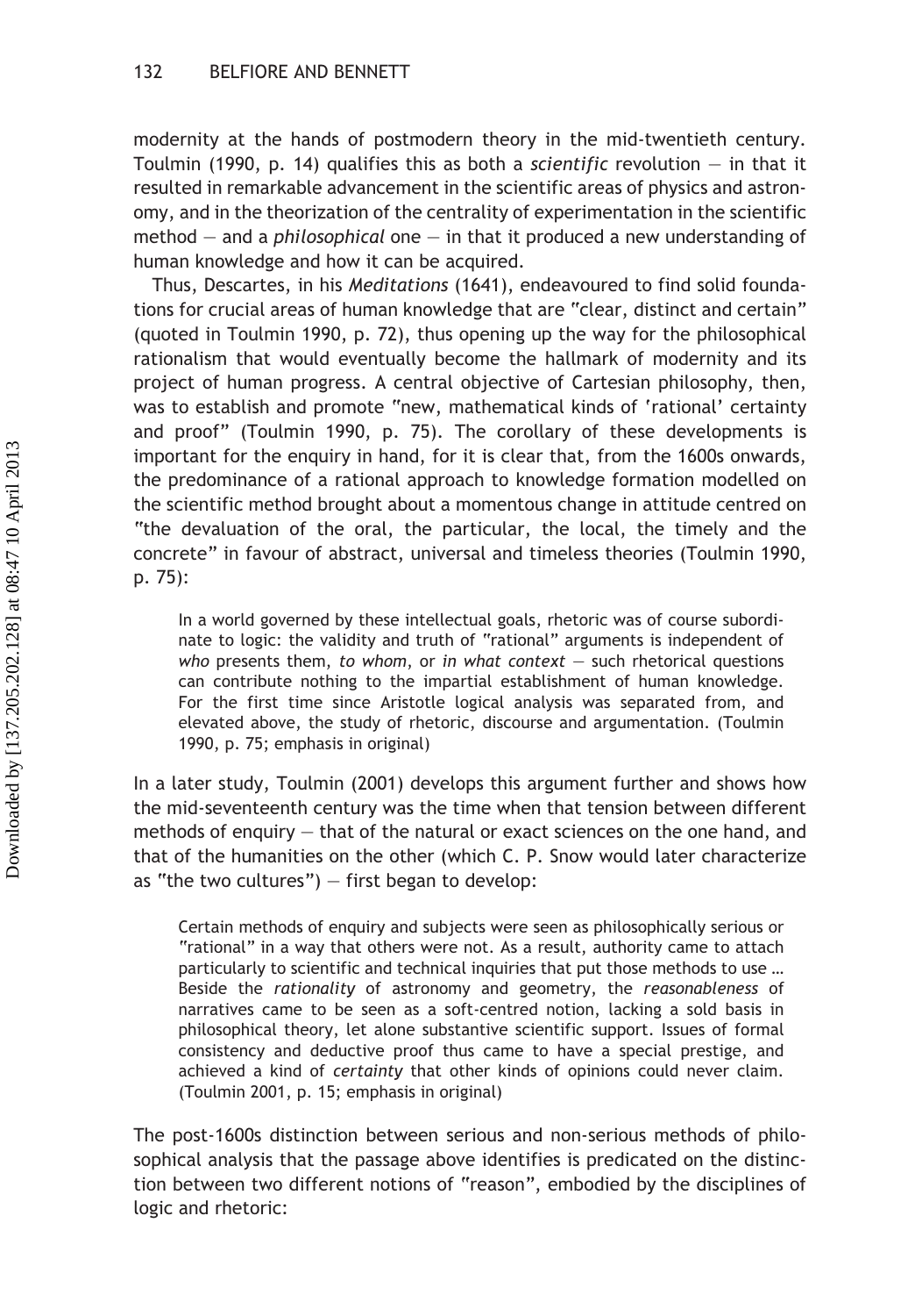modernity at the hands of postmodern theory in the mid-twentieth century. Toulmin (1990, p. 14) qualifies this as both a *scientific* revolution — in that it resulted in remarkable advancement in the scientific areas of physics and astronomy, and in the theorization of the centrality of experimentation in the scientific method — and a *philosophical* one — in that it produced a new understanding of human knowledge and how it can be acquired.

Thus, Descartes, in his *Meditations* (1641), endeavoured to find solid foundations for crucial areas of human knowledge that are "clear, distinct and certain" (quoted in Toulmin 1990, p. 72), thus opening up the way for the philosophical rationalism that would eventually become the hallmark of modernity and its project of human progress. A central objective of Cartesian philosophy, then, was to establish and promote "new, mathematical kinds of 'rational' certainty and proof" (Toulmin 1990, p. 75). The corollary of these developments is important for the enquiry in hand, for it is clear that, from the 1600s onwards, the predominance of a rational approach to knowledge formation modelled on the scientific method brought about a momentous change in attitude centred on "the devaluation of the oral, the particular, the local, the timely and the concrete" in favour of abstract, universal and timeless theories (Toulmin 1990, p. 75):

> In a world governed by these intellectual goals, rhetoric was of course subordinate to logic: the validity and truth of "rational" arguments is independent of *who* presents them, *to whom*, or *in what context* — such rhetorical questions can contribute nothing to the impartial establishment of human knowledge. For the first time since Aristotle logical analysis was separated from, and elevated above, the study of rhetoric, discourse and argumentation. (Toulmin 1990, p. 75; emphasis in original)

In a later study, Toulmin (2001) develops this argument further and shows how the mid-seventeenth century was the time when that tension between different methods of enquiry — that of the natural or exact sciences on the one hand, and that of the humanities on the other (which C. P. Snow would later characterize as "the two cultures") — first began to develop:

> Certain methods of enquiry and subjects were seen as philosophically serious or "rational" in a way that others were not. As a result, authority came to attach particularly to scientific and technical inquiries that put those methods to use … Beside the *rationality* of astronomy and geometry, the *reasonableness* of narratives came to be seen as a soft-centred notion, lacking a sold basis in philosophical theory, let alone substantive scientific support. Issues of formal consistency and deductive proof thus came to have a special prestige, and achieved a kind of *certainty* that other kinds of opinions could never claim. (Toulmin 2001, p. 15; emphasis in original)

The post-1600s distinction between serious and non-serious methods of philosophical analysis that the passage above identifies is predicated on the distinction between two different notions of "reason", embodied by the disciplines of logic and rhetoric: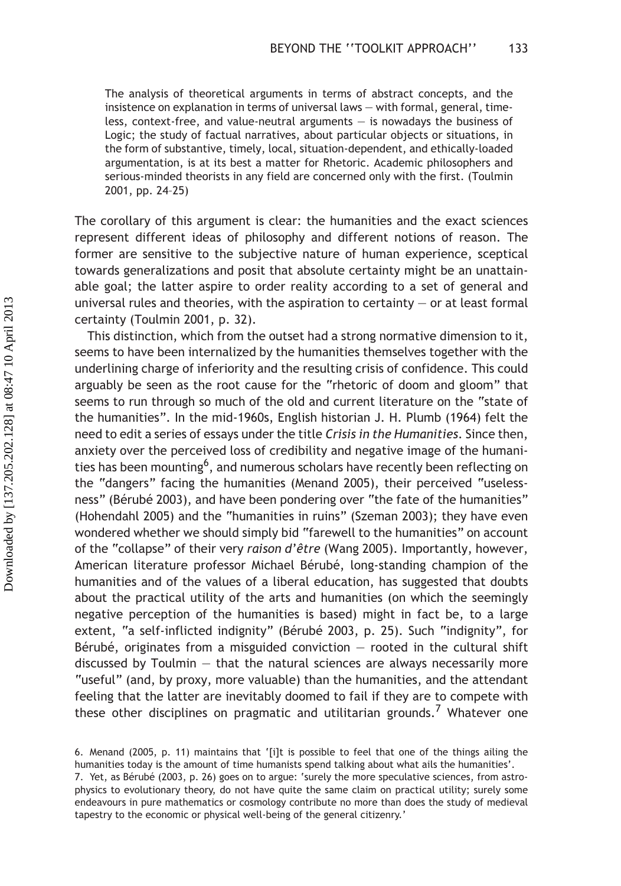> The analysis of theoretical arguments in terms of abstract concepts, and the insistence on explanation in terms of universal laws — with formal, general, timeless, context-free, and value-neutral arguments — is nowadays the business of Logic; the study of factual narratives, about particular objects or situations, in the form of substantive, timely, local, situation-dependent, and ethically-loaded argumentation, is at its best a matter for Rhetoric. Academic philosophers and serious-minded theorists in any field are concerned only with the first. (Toulmin 2001, pp. 24–25)

The corollary of this argument is clear: the humanities and the exact sciences represent different ideas of philosophy and different notions of reason. The former are sensitive to the subjective nature of human experience, sceptical towards generalizations and posit that absolute certainty might be an unattainable goal; the latter aspire to order reality according to a set of general and universal rules and theories, with the aspiration to certainty — or at least formal certainty (Toulmin 2001, p. 32).

This distinction, which from the outset had a strong normative dimension to it, seems to have been internalized by the humanities themselves together with the underlining charge of inferiority and the resulting crisis of confidence. This could arguably be seen as the root cause for the "rhetoric of doom and gloom" that seems to run through so much of the old and current literature on the "state of the humanities". In the mid-1960s, English historian J. H. Plumb (1964) felt the need to edit a series of essays under the title *Crisis in the Humanities*. Since then, anxiety over the perceived loss of credibility and negative image of the humanities has been mounting[6], and numerous scholars have recently been reflecting on the "dangers" facing the humanities (Menand 2005), their perceived "uselessness" (Bérubé 2003), and have been pondering over "the fate of the humanities" (Hohendahl 2005) and the "humanities in ruins" (Szeman 2003); they have even wondered whether we should simply bid "farewell to the humanities" on account of the "collapse" of their very *raison d'être* (Wang 2005). Importantly, however, American literature professor Michael Bérubé, long-standing champion of the humanities and of the values of a liberal education, has suggested that doubts about the practical utility of the arts and humanities (on which the seemingly negative perception of the humanities is based) might in fact be, to a large extent, "a self-inflicted indignity" (Bérubé 2003, p. 25). Such "indignity", for Bérubé, originates from a misguided conviction — rooted in the cultural shift discussed by Toulmin — that the natural sciences are always necessarily more "useful" (and, by proxy, more valuable) than the humanities, and the attendant feeling that the latter are inevitably doomed to fail if they are to compete with these other disciplines on pragmatic and utilitarian grounds.[7] Whatever one

6. Menand (2005, p. 11) maintains that '[i]t is possible to feel that one of the things ailing the humanities today is the amount of time humanists spend talking about what ails the humanities'.

7. Yet, as Bérubé (2003, p. 26) goes on to argue: 'surely the more speculative sciences, from astrophysics to evolutionary theory, do not have quite the same claim on practical utility; surely some endeavours in pure mathematics or cosmology contribute no more than does the study of medieval tapestry to the economic or physical well-being of the general citizenry.'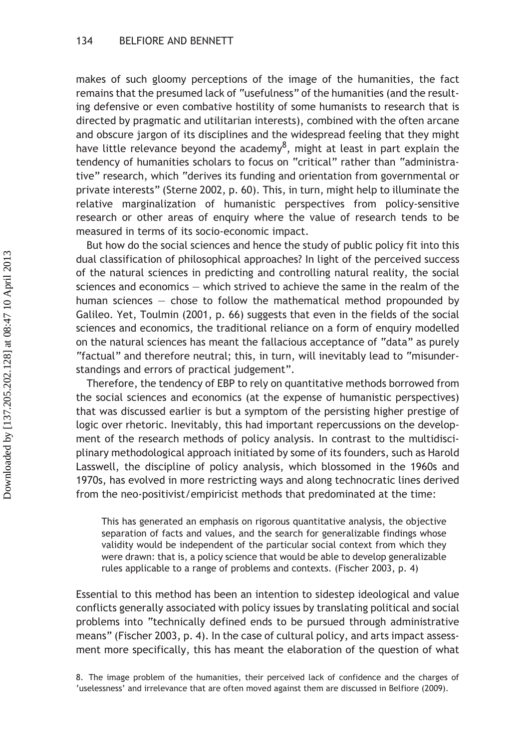makes of such gloomy perceptions of the image of the humanities, the fact remains that the presumed lack of "usefulness" of the humanities (and the resulting defensive or even combative hostility of some humanists to research that is directed by pragmatic and utilitarian interests), combined with the often arcane and obscure jargon of its disciplines and the widespread feeling that they might have little relevance beyond the academy[8], might at least in part explain the tendency of humanities scholars to focus on "critical" rather than "administrative" research, which "derives its funding and orientation from governmental or private interests" (Sterne 2002, p. 60). This, in turn, might help to illuminate the relative marginalization of humanistic perspectives from policy-sensitive research or other areas of enquiry where the value of research tends to be measured in terms of its socio-economic impact.

But how do the social sciences and hence the study of public policy fit into this dual classification of philosophical approaches? In light of the perceived success of the natural sciences in predicting and controlling natural reality, the social sciences and economics — which strived to achieve the same in the realm of the human sciences — chose to follow the mathematical method propounded by Galileo. Yet, Toulmin (2001, p. 66) suggests that even in the fields of the social sciences and economics, the traditional reliance on a form of enquiry modelled on the natural sciences has meant the fallacious acceptance of "data" as purely "factual" and therefore neutral; this, in turn, will inevitably lead to "misunderstandings and errors of practical judgement".

Therefore, the tendency of EBP to rely on quantitative methods borrowed from the social sciences and economics (at the expense of humanistic perspectives) that was discussed earlier is but a symptom of the persisting higher prestige of logic over rhetoric. Inevitably, this had important repercussions on the development of the research methods of policy analysis. In contrast to the multidisciplinary methodological approach initiated by some of its founders, such as Harold Lasswell, the discipline of policy analysis, which blossomed in the 1960s and 1970s, has evolved in more restricting ways and along technocratic lines derived from the neo-positivist/empiricist methods that predominated at the time:

> This has generated an emphasis on rigorous quantitative analysis, the objective separation of facts and values, and the search for generalizable findings whose validity would be independent of the particular social context from which they were drawn: that is, a policy science that would be able to develop generalizable rules applicable to a range of problems and contexts. (Fischer 2003, p. 4)

Essential to this method has been an intention to sidestep ideological and value conflicts generally associated with policy issues by translating political and social problems into "technically defined ends to be pursued through administrative means" (Fischer 2003, p. 4). In the case of cultural policy, and arts impact assessment more specifically, this has meant the elaboration of the question of what

8. The image problem of the humanities, their perceived lack of confidence and the charges of 'uselessness' and irrelevance that are often moved against them are discussed in Belfiore (2009).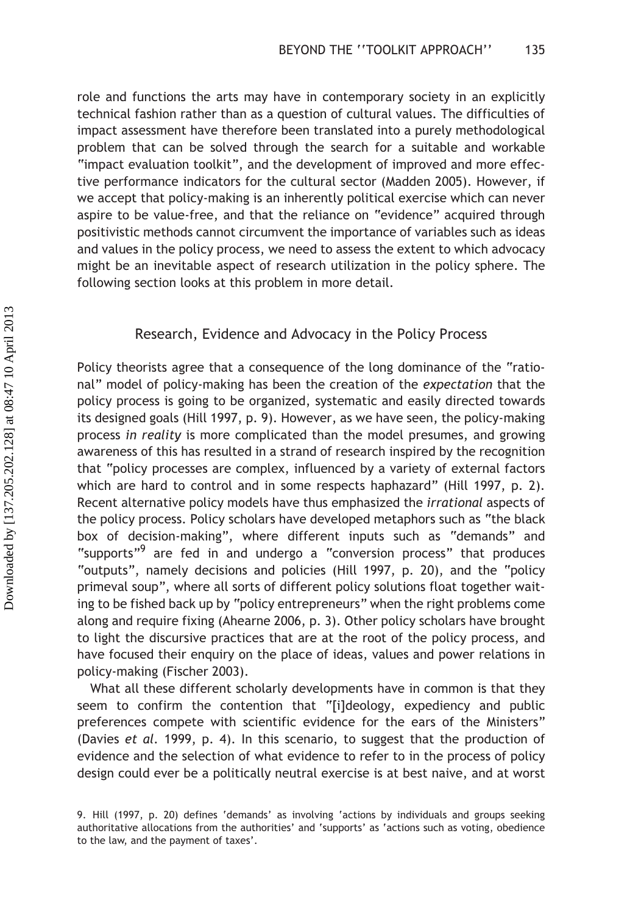role and functions the arts may have in contemporary society in an explicitly technical fashion rather than as a question of cultural values. The difficulties of impact assessment have therefore been translated into a purely methodological problem that can be solved through the search for a suitable and workable "impact evaluation toolkit", and the development of improved and more effective performance indicators for the cultural sector (Madden 2005). However, if we accept that policy-making is an inherently political exercise which can never aspire to be value-free, and that the reliance on "evidence" acquired through positivistic methods cannot circumvent the importance of variables such as ideas and values in the policy process, we need to assess the extent to which advocacy might be an inevitable aspect of research utilization in the policy sphere. The following section looks at this problem in more detail.

## Research, Evidence and Advocacy in the Policy Process

Policy theorists agree that a consequence of the long dominance of the "rational" model of policy-making has been the creation of the *expectation* that the policy process is going to be organized, systematic and easily directed towards its designed goals (Hill 1997, p. 9). However, as we have seen, the policy-making process *in reality* is more complicated than the model presumes, and growing awareness of this has resulted in a strand of research inspired by the recognition that "policy processes are complex, influenced by a variety of external factors which are hard to control and in some respects haphazard" (Hill 1997, p. 2). Recent alternative policy models have thus emphasized the *irrational* aspects of the policy process. Policy scholars have developed metaphors such as "the black box of decision-making", where different inputs such as "demands" and "supports"[9] are fed in and undergo a "conversion process" that produces "outputs", namely decisions and policies (Hill 1997, p. 20), and the "policy primeval soup", where all sorts of different policy solutions float together waiting to be fished back up by "policy entrepreneurs" when the right problems come along and require fixing (Ahearne 2006, p. 3). Other policy scholars have brought to light the discursive practices that are at the root of the policy process, and have focused their enquiry on the place of ideas, values and power relations in policy-making (Fischer 2003).

What all these different scholarly developments have in common is that they seem to confirm the contention that "[i]deology, expediency and public preferences compete with scientific evidence for the ears of the Ministers" (Davies *et al*. 1999, p. 4). In this scenario, to suggest that the production of evidence and the selection of what evidence to refer to in the process of policy design could ever be a politically neutral exercise is at best naive, and at worst

9. Hill (1997, p. 20) defines 'demands' as involving 'actions by individuals and groups seeking authoritative allocations from the authorities' and 'supports' as 'actions such as voting, obedience to the law, and the payment of taxes'.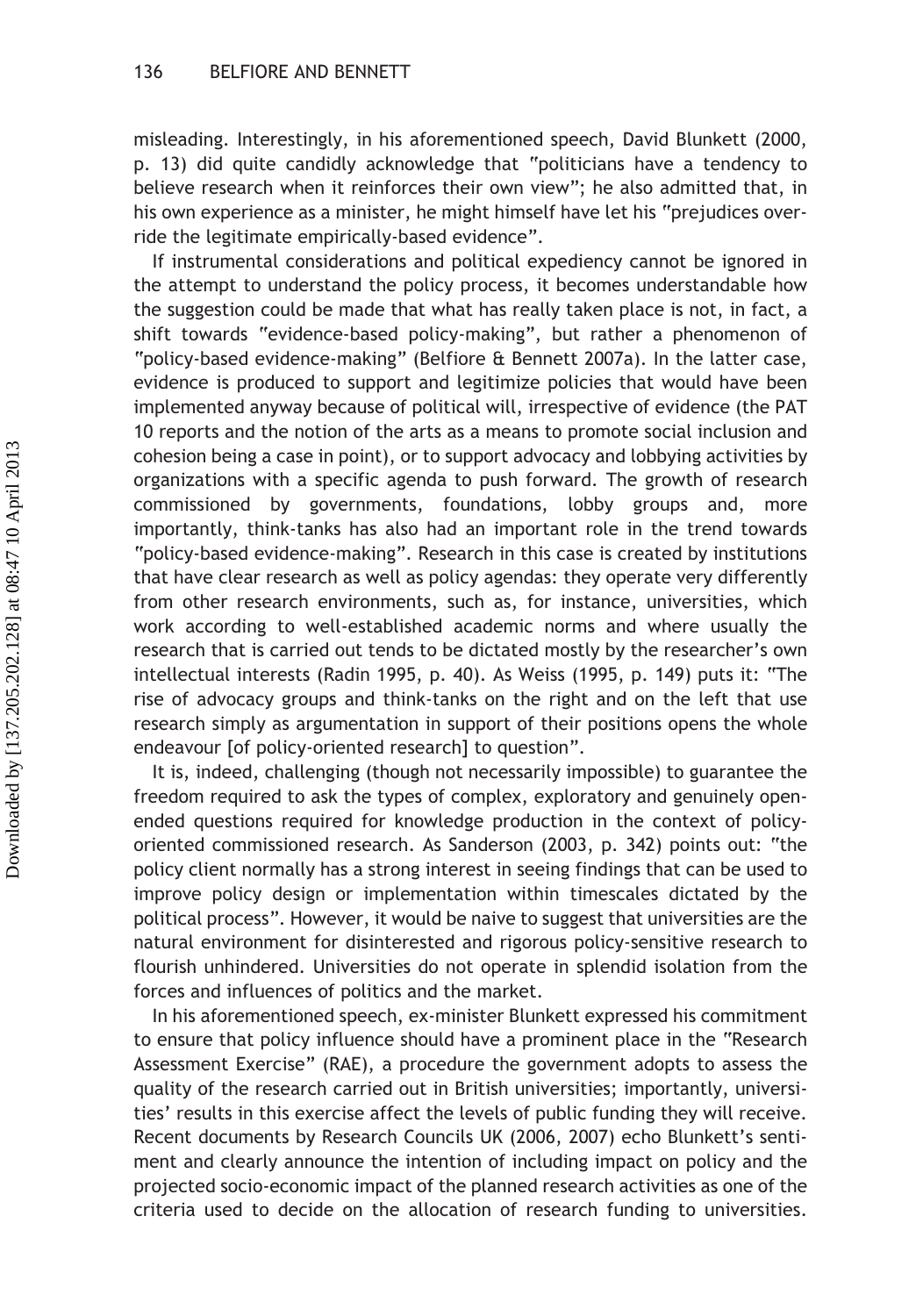misleading. Interestingly, in his aforementioned speech, David Blunkett (2000, p. 13) did quite candidly acknowledge that "politicians have a tendency to believe research when it reinforces their own view"; he also admitted that, in his own experience as a minister, he might himself have let his "prejudices override the legitimate empirically-based evidence".

If instrumental considerations and political expediency cannot be ignored in the attempt to understand the policy process, it becomes understandable how the suggestion could be made that what has really taken place is not, in fact, a shift towards "evidence-based policy-making", but rather a phenomenon of "policy-based evidence-making" (Belfiore & Bennett 2007a). In the latter case, evidence is produced to support and legitimize policies that would have been implemented anyway because of political will, irrespective of evidence (the PAT 10 reports and the notion of the arts as a means to promote social inclusion and cohesion being a case in point), or to support advocacy and lobbying activities by organizations with a specific agenda to push forward. The growth of research commissioned by governments, foundations, lobby groups and, more importantly, think-tanks has also had an important role in the trend towards "policy-based evidence-making". Research in this case is created by institutions that have clear research as well as policy agendas: they operate very differently from other research environments, such as, for instance, universities, which work according to well-established academic norms and where usually the research that is carried out tends to be dictated mostly by the researcher's own intellectual interests (Radin 1995, p. 40). As Weiss (1995, p. 149) puts it: "The rise of advocacy groups and think-tanks on the right and on the left that use research simply as argumentation in support of their positions opens the whole endeavour [of policy-oriented research] to question".

It is, indeed, challenging (though not necessarily impossible) to guarantee the freedom required to ask the types of complex, exploratory and genuinely open-ended questions required for knowledge production in the context of policy-oriented commissioned research. As Sanderson (2003, p. 342) points out: "the policy client normally has a strong interest in seeing findings that can be used to improve policy design or implementation within timescales dictated by the political process". However, it would be naive to suggest that universities are the natural environment for disinterested and rigorous policy-sensitive research to flourish unhindered. Universities do not operate in splendid isolation from the forces and influences of politics and the market.

In his aforementioned speech, ex-minister Blunkett expressed his commitment to ensure that policy influence should have a prominent place in the "Research Assessment Exercise" (RAE), a procedure the government adopts to assess the quality of the research carried out in British universities; importantly, universities' results in this exercise affect the levels of public funding they will receive. Recent documents by Research Councils UK (2006, 2007) echo Blunkett's sentiment and clearly announce the intention of including impact on policy and the projected socio-economic impact of the planned research activities as one of the criteria used to decide on the allocation of research funding to universities.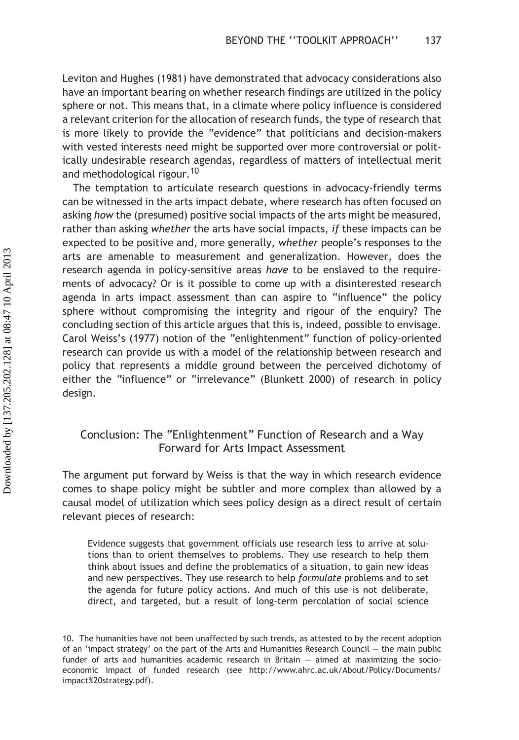Leviton and Hughes (1981) have demonstrated that advocacy considerations also have an important bearing on whether research findings are utilized in the policy sphere or not. This means that, in a climate where policy influence is considered a relevant criterion for the allocation of research funds, the type of research that is more likely to provide the "evidence" that politicians and decision-makers with vested interests need might be supported over more controversial or politically undesirable research agendas, regardless of matters of intellectual merit and methodological rigour.[10]

The temptation to articulate research questions in advocacy-friendly terms can be witnessed in the arts impact debate, where research has often focused on asking *how* the (presumed) positive social impacts of the arts might be measured, rather than asking *whether* the arts have social impacts, *if* these impacts can be expected to be positive and, more generally, *whether* people's responses to the arts are amenable to measurement and generalization. However, does the research agenda in policy-sensitive areas *have* to be enslaved to the requirements of advocacy? Or is it possible to come up with a disinterested research agenda in arts impact assessment than can aspire to "influence" the policy sphere without compromising the integrity and rigour of the enquiry? The concluding section of this article argues that this is, indeed, possible to envisage. Carol Weiss's (1977) notion of the "enlightenment" function of policy-oriented research can provide us with a model of the relationship between research and policy that represents a middle ground between the perceived dichotomy of either the "influence" or "irrelevance" (Blunkett 2000) of research in policy design.

## Conclusion: The "Enlightenment" Function of Research and a Way Forward for Arts Impact Assessment

The argument put forward by Weiss is that the way in which research evidence comes to shape policy might be subtler and more complex than allowed by a causal model of utilization which sees policy design as a direct result of certain relevant pieces of research:

> Evidence suggests that government officials use research less to arrive at solutions than to orient themselves to problems. They use research to help them think about issues and define the problematics of a situation, to gain new ideas and new perspectives. They use research to help *formulate* problems and to set the agenda for future policy actions. And much of this use is not deliberate, direct, and targeted, but a result of long-term percolation of social science

10. The humanities have not been unaffected by such trends, as attested to by the recent adoption of an 'impact strategy' on the part of the Arts and Humanities Research Council — the main public funder of arts and humanities academic research in Britain — aimed at maximizing the socio-economic impact of funded research (see http://www.ahrc.ac.uk/About/Policy/Documents/impact%20strategy.pdf).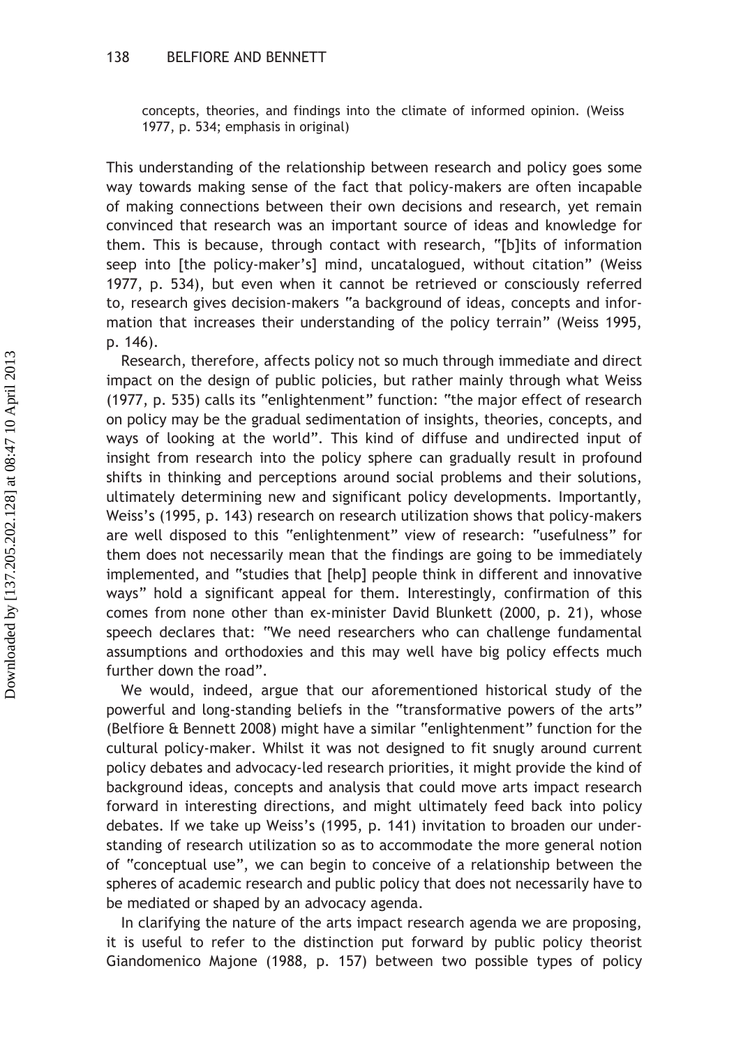> concepts, theories, and findings into the climate of informed opinion. (Weiss 1977, p. 534; emphasis in original)

This understanding of the relationship between research and policy goes some way towards making sense of the fact that policy-makers are often incapable of making connections between their own decisions and research, yet remain convinced that research was an important source of ideas and knowledge for them. This is because, through contact with research, "[b]its of information seep into [the policy-maker's] mind, uncatalogued, without citation" (Weiss 1977, p. 534), but even when it cannot be retrieved or consciously referred to, research gives decision-makers "a background of ideas, concepts and information that increases their understanding of the policy terrain" (Weiss 1995, p. 146).

Research, therefore, affects policy not so much through immediate and direct impact on the design of public policies, but rather mainly through what Weiss (1977, p. 535) calls its "enlightenment" function: "the major effect of research on policy may be the gradual sedimentation of insights, theories, concepts, and ways of looking at the world". This kind of diffuse and undirected input of insight from research into the policy sphere can gradually result in profound shifts in thinking and perceptions around social problems and their solutions, ultimately determining new and significant policy developments. Importantly, Weiss's (1995, p. 143) research on research utilization shows that policy-makers are well disposed to this "enlightenment" view of research: "usefulness" for them does not necessarily mean that the findings are going to be immediately implemented, and "studies that [help] people think in different and innovative ways" hold a significant appeal for them. Interestingly, confirmation of this comes from none other than ex-minister David Blunkett (2000, p. 21), whose speech declares that: "We need researchers who can challenge fundamental assumptions and orthodoxies and this may well have big policy effects much further down the road".

We would, indeed, argue that our aforementioned historical study of the powerful and long-standing beliefs in the "transformative powers of the arts" (Belfiore & Bennett 2008) might have a similar "enlightenment" function for the cultural policy-maker. Whilst it was not designed to fit snugly around current policy debates and advocacy-led research priorities, it might provide the kind of background ideas, concepts and analysis that could move arts impact research forward in interesting directions, and might ultimately feed back into policy debates. If we take up Weiss's (1995, p. 141) invitation to broaden our understanding of research utilization so as to accommodate the more general notion of "conceptual use", we can begin to conceive of a relationship between the spheres of academic research and public policy that does not necessarily have to be mediated or shaped by an advocacy agenda.

In clarifying the nature of the arts impact research agenda we are proposing, it is useful to refer to the distinction put forward by public policy theorist Giandomenico Majone (1988, p. 157) between two possible types of policy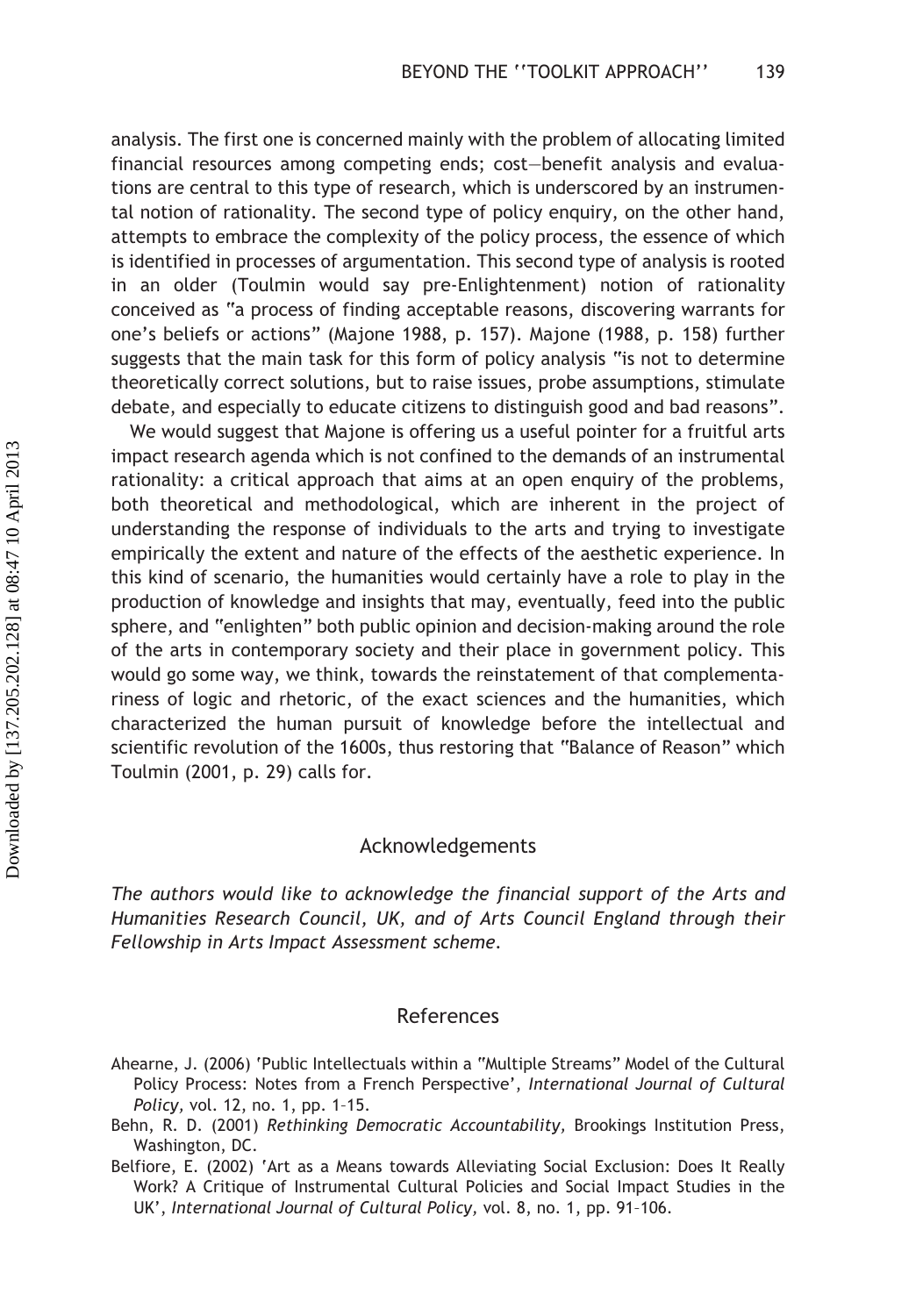analysis. The first one is concerned mainly with the problem of allocating limited financial resources among competing ends; cost—benefit analysis and evaluations are central to this type of research, which is underscored by an instrumental notion of rationality. The second type of policy enquiry, on the other hand, attempts to embrace the complexity of the policy process, the essence of which is identified in processes of argumentation. This second type of analysis is rooted in an older (Toulmin would say pre-Enlightenment) notion of rationality conceived as "a process of finding acceptable reasons, discovering warrants for one's beliefs or actions" (Majone 1988, p. 157). Majone (1988, p. 158) further suggests that the main task for this form of policy analysis "is not to determine theoretically correct solutions, but to raise issues, probe assumptions, stimulate debate, and especially to educate citizens to distinguish good and bad reasons".

We would suggest that Majone is offering us a useful pointer for a fruitful arts impact research agenda which is not confined to the demands of an instrumental rationality: a critical approach that aims at an open enquiry of the problems, both theoretical and methodological, which are inherent in the project of understanding the response of individuals to the arts and trying to investigate empirically the extent and nature of the effects of the aesthetic experience. In this kind of scenario, the humanities would certainly have a role to play in the production of knowledge and insights that may, eventually, feed into the public sphere, and "enlighten" both public opinion and decision-making around the role of the arts in contemporary society and their place in government policy. This would go some way, we think, towards the reinstatement of that complementariness of logic and rhetoric, of the exact sciences and the humanities, which characterized the human pursuit of knowledge before the intellectual and scientific revolution of the 1600s, thus restoring that "Balance of Reason" which Toulmin (2001, p. 29) calls for.

## Acknowledgements

*The authors would like to acknowledge the financial support of the Arts and Humanities Research Council, UK, and of Arts Council England through their Fellowship in Arts Impact Assessment scheme.*

## References

Ahearne, J. (2006) 'Public Intellectuals within a "Multiple Streams" Model of the Cultural Policy Process: Notes from a French Perspective', *International Journal of Cultural Policy*, vol. 12, no. 1, pp. 1–15.

Behn, R. D. (2001) *Rethinking Democratic Accountability*, Brookings Institution Press, Washington, DC.

Belfiore, E. (2002) 'Art as a Means towards Alleviating Social Exclusion: Does It Really Work? A Critique of Instrumental Cultural Policies and Social Impact Studies in the UK', *International Journal of Cultural Policy*, vol. 8, no. 1, pp. 91–106.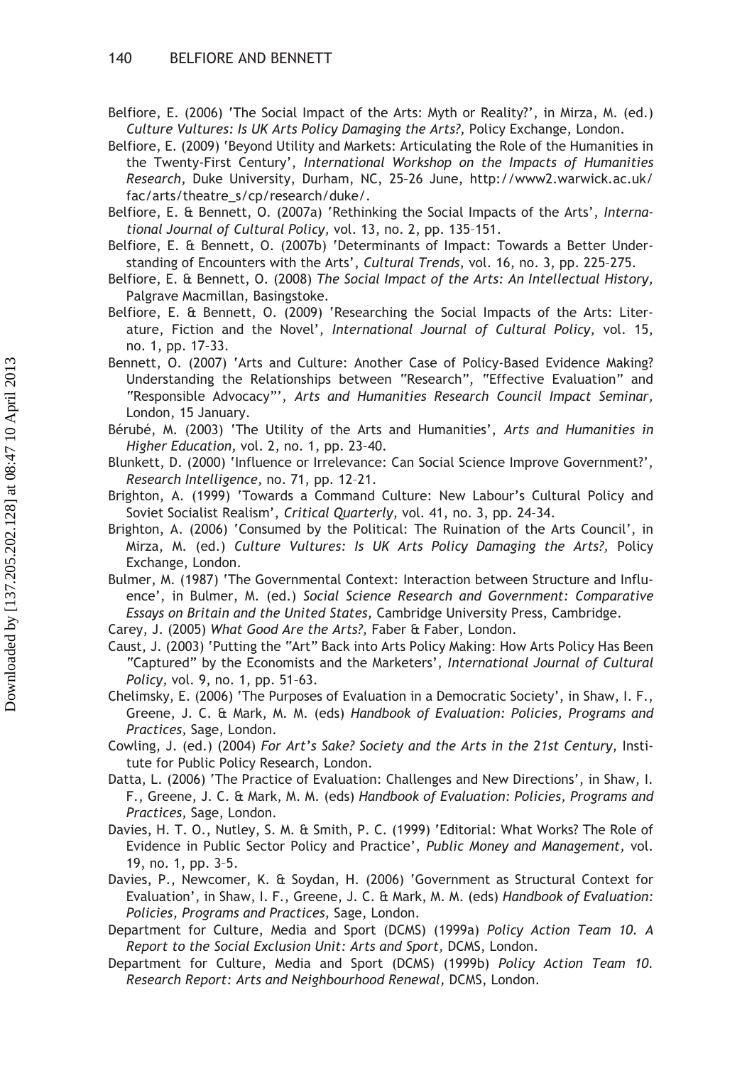Belfiore, E. (2006) 'The Social Impact of the Arts: Myth or Reality?', in Mirza, M. (ed.) *Culture Vultures: Is UK Arts Policy Damaging the Arts?,* Policy Exchange, London.

Belfiore, E. (2009) 'Beyond Utility and Markets: Articulating the Role of the Humanities in the Twenty-First Century', *International Workshop on the Impacts of Humanities Research,* Duke University, Durham, NC, 25–26 June, http://www2.warwick.ac.uk/fac/arts/theatre_s/cp/research/duke/.

Belfiore, E. & Bennett, O. (2007a) 'Rethinking the Social Impacts of the Arts', *International Journal of Cultural Policy,* vol. 13, no. 2, pp. 135–151.

Belfiore, E. & Bennett, O. (2007b) 'Determinants of Impact: Towards a Better Understanding of Encounters with the Arts', *Cultural Trends,* vol. 16, no. 3, pp. 225–275.

Belfiore, E. & Bennett, O. (2008) *The Social Impact of the Arts: An Intellectual History,* Palgrave Macmillan, Basingstoke.

Belfiore, E. & Bennett, O. (2009) 'Researching the Social Impacts of the Arts: Literature, Fiction and the Novel', *International Journal of Cultural Policy,* vol. 15, no. 1, pp. 17–33.

Bennett, O. (2007) 'Arts and Culture: Another Case of Policy-Based Evidence Making? Understanding the Relationships between "Research", "Effective Evaluation" and "Responsible Advocacy"', *Arts and Humanities Research Council Impact Seminar,* London, 15 January.

Bérubé, M. (2003) 'The Utility of the Arts and Humanities', *Arts and Humanities in Higher Education,* vol. 2, no. 1, pp. 23–40.

Blunkett, D. (2000) 'Influence or Irrelevance: Can Social Science Improve Government?', *Research Intelligence,* no. 71, pp. 12–21.

Brighton, A. (1999) 'Towards a Command Culture: New Labour's Cultural Policy and Soviet Socialist Realism', *Critical Quarterly,* vol. 41, no. 3, pp. 24–34.

Brighton, A. (2006) 'Consumed by the Political: The Ruination of the Arts Council', in Mirza, M. (ed.) *Culture Vultures: Is UK Arts Policy Damaging the Arts?,* Policy Exchange, London.

Bulmer, M. (1987) 'The Governmental Context: Interaction between Structure and Influence', in Bulmer, M. (ed.) *Social Science Research and Government: Comparative Essays on Britain and the United States,* Cambridge University Press, Cambridge.

Carey, J. (2005) *What Good Are the Arts?,* Faber & Faber, London.

Caust, J. (2003) 'Putting the "Art" Back into Arts Policy Making: How Arts Policy Has Been "Captured" by the Economists and the Marketers', *International Journal of Cultural Policy,* vol. 9, no. 1, pp. 51–63.

Chelimsky, E. (2006) 'The Purposes of Evaluation in a Democratic Society', in Shaw, I. F., Greene, J. C. & Mark, M. M. (eds) *Handbook of Evaluation: Policies, Programs and Practices,* Sage, London.

Cowling, J. (ed.) (2004) *For Art's Sake? Society and the Arts in the 21st Century,* Institute for Public Policy Research, London.

Datta, L. (2006) 'The Practice of Evaluation: Challenges and New Directions', in Shaw, I. F., Greene, J. C. & Mark, M. M. (eds) *Handbook of Evaluation: Policies, Programs and Practices,* Sage, London.

Davies, H. T. O., Nutley, S. M. & Smith, P. C. (1999) 'Editorial: What Works? The Role of Evidence in Public Sector Policy and Practice', *Public Money and Management,* vol. 19, no. 1, pp. 3–5.

Davies, P., Newcomer, K. & Soydan, H. (2006) 'Government as Structural Context for Evaluation', in Shaw, I. F., Greene, J. C. & Mark, M. M. (eds) *Handbook of Evaluation: Policies, Programs and Practices,* Sage, London.

Department for Culture, Media and Sport (DCMS) (1999a) *Policy Action Team 10. A Report to the Social Exclusion Unit: Arts and Sport,* DCMS, London.

Department for Culture, Media and Sport (DCMS) (1999b) *Policy Action Team 10. Research Report: Arts and Neighbourhood Renewal,* DCMS, London.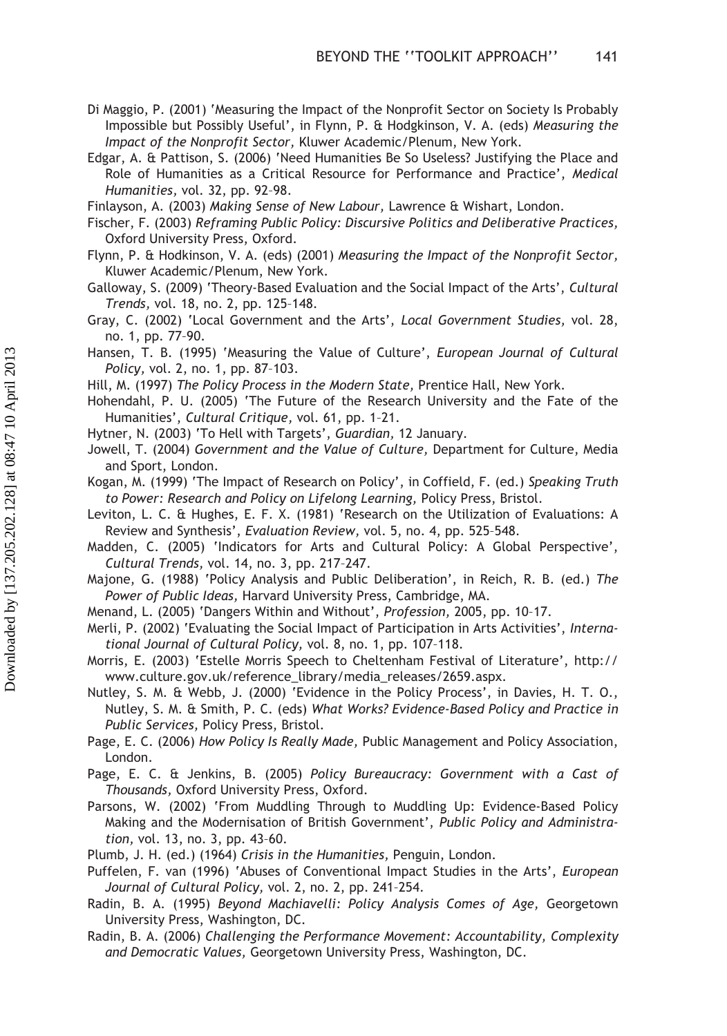Di Maggio, P. (2001) 'Measuring the Impact of the Nonprofit Sector on Society Is Probably Impossible but Possibly Useful', in Flynn, P. & Hodgkinson, V. A. (eds) *Measuring the Impact of the Nonprofit Sector,* Kluwer Academic/Plenum, New York.

Edgar, A. & Pattison, S. (2006) 'Need Humanities Be So Useless? Justifying the Place and Role of Humanities as a Critical Resource for Performance and Practice', *Medical Humanities,* vol. 32, pp. 92–98.

Finlayson, A. (2003) *Making Sense of New Labour,* Lawrence & Wishart, London.

Fischer, F. (2003) *Reframing Public Policy: Discursive Politics and Deliberative Practices,* Oxford University Press, Oxford.

Flynn, P. & Hodkinson, V. A. (eds) (2001) *Measuring the Impact of the Nonprofit Sector,* Kluwer Academic/Plenum, New York.

Galloway, S. (2009) 'Theory-Based Evaluation and the Social Impact of the Arts', *Cultural Trends,* vol. 18, no. 2, pp. 125–148.

Gray, C. (2002) 'Local Government and the Arts', *Local Government Studies,* vol. 28, no. 1, pp. 77–90.

Hansen, T. B. (1995) 'Measuring the Value of Culture', *European Journal of Cultural Policy,* vol. 2, no. 1, pp. 87–103.

Hill, M. (1997) *The Policy Process in the Modern State,* Prentice Hall, New York.

Hohendahl, P. U. (2005) 'The Future of the Research University and the Fate of the Humanities', *Cultural Critique,* vol. 61, pp. 1–21.

Hytner, N. (2003) 'To Hell with Targets', *Guardian,* 12 January.

Jowell, T. (2004) *Government and the Value of Culture,* Department for Culture, Media and Sport, London.

Kogan, M. (1999) 'The Impact of Research on Policy', in Coffield, F. (ed.) *Speaking Truth to Power: Research and Policy on Lifelong Learning,* Policy Press, Bristol.

Leviton, L. C. & Hughes, E. F. X. (1981) 'Research on the Utilization of Evaluations: A Review and Synthesis', *Evaluation Review,* vol. 5, no. 4, pp. 525–548.

Madden, C. (2005) 'Indicators for Arts and Cultural Policy: A Global Perspective', *Cultural Trends,* vol. 14, no. 3, pp. 217–247.

Majone, G. (1988) 'Policy Analysis and Public Deliberation', in Reich, R. B. (ed.) *The Power of Public Ideas,* Harvard University Press, Cambridge, MA.

Menand, L. (2005) 'Dangers Within and Without', *Profession,* 2005, pp. 10–17.

Merli, P. (2002) 'Evaluating the Social Impact of Participation in Arts Activities', *International Journal of Cultural Policy,* vol. 8, no. 1, pp. 107–118.

Morris, E. (2003) 'Estelle Morris Speech to Cheltenham Festival of Literature', http://www.culture.gov.uk/reference_library/media_releases/2659.aspx.

Nutley, S. M. & Webb, J. (2000) 'Evidence in the Policy Process', in Davies, H. T. O., Nutley, S. M. & Smith, P. C. (eds) *What Works? Evidence-Based Policy and Practice in Public Services,* Policy Press, Bristol.

Page, E. C. (2006) *How Policy Is Really Made,* Public Management and Policy Association, London.

Page, E. C. & Jenkins, B. (2005) *Policy Bureaucracy: Government with a Cast of Thousands,* Oxford University Press, Oxford.

Parsons, W. (2002) 'From Muddling Through to Muddling Up: Evidence-Based Policy Making and the Modernisation of British Government', *Public Policy and Administration,* vol. 13, no. 3, pp. 43–60.

Plumb, J. H. (ed.) (1964) *Crisis in the Humanities,* Penguin, London.

Puffelen, F. van (1996) 'Abuses of Conventional Impact Studies in the Arts', *European Journal of Cultural Policy,* vol. 2, no. 2, pp. 241–254.

Radin, B. A. (1995) *Beyond Machiavelli: Policy Analysis Comes of Age,* Georgetown University Press, Washington, DC.

Radin, B. A. (2006) *Challenging the Performance Movement: Accountability, Complexity and Democratic Values,* Georgetown University Press, Washington, DC.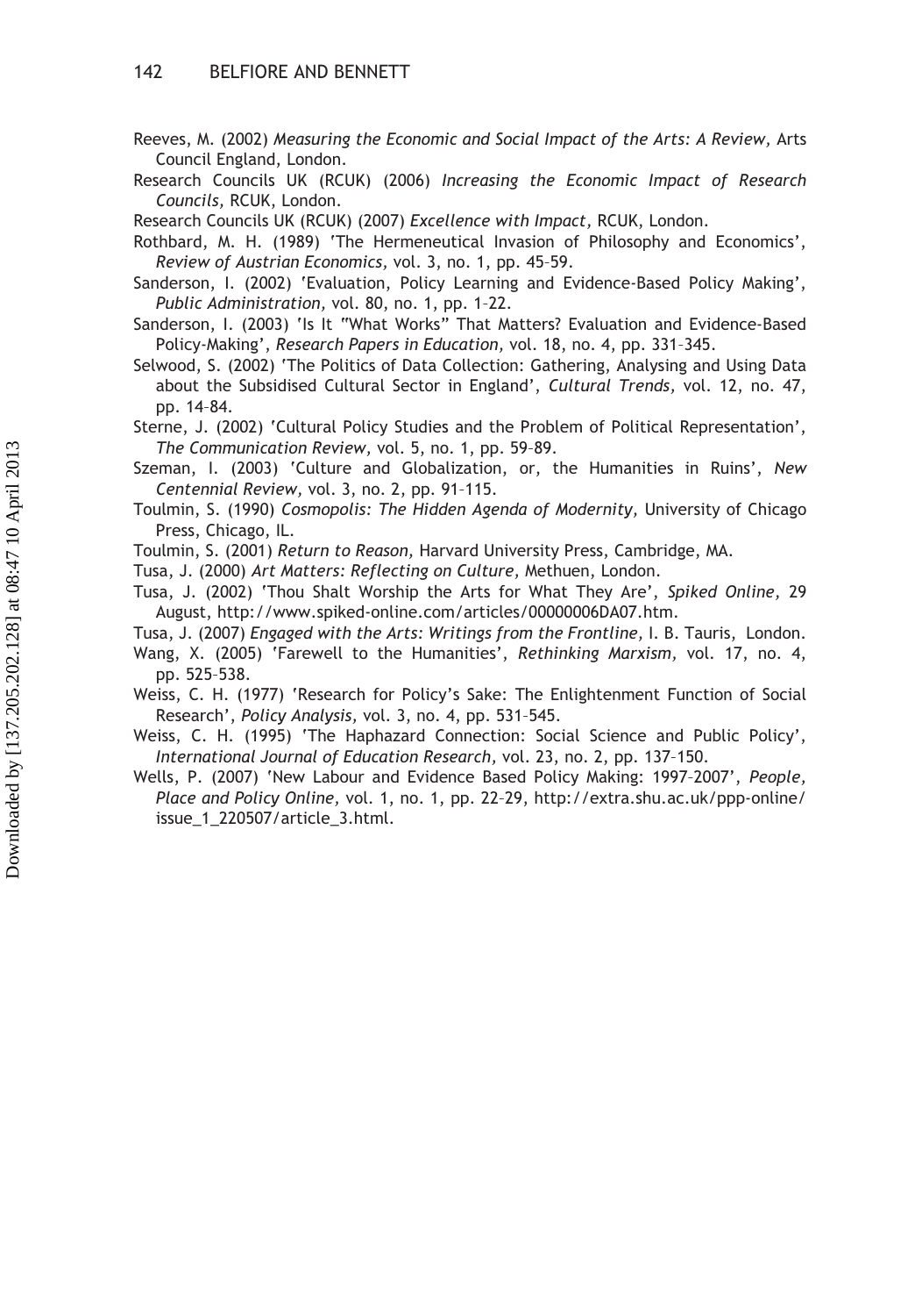Reeves, M. (2002) *Measuring the Economic and Social Impact of the Arts: A Review*, Arts Council England, London.

Research Councils UK (RCUK) (2006) *Increasing the Economic Impact of Research Councils*, RCUK, London.

Research Councils UK (RCUK) (2007) *Excellence with Impact*, RCUK, London.

Rothbard, M. H. (1989) 'The Hermeneutical Invasion of Philosophy and Economics', *Review of Austrian Economics*, vol. 3, no. 1, pp. 45–59.

Sanderson, I. (2002) 'Evaluation, Policy Learning and Evidence-Based Policy Making', *Public Administration*, vol. 80, no. 1, pp. 1–22.

Sanderson, I. (2003) 'Is It "What Works" That Matters? Evaluation and Evidence-Based Policy-Making', *Research Papers in Education*, vol. 18, no. 4, pp. 331–345.

Selwood, S. (2002) 'The Politics of Data Collection: Gathering, Analysing and Using Data about the Subsidised Cultural Sector in England', *Cultural Trends*, vol. 12, no. 47, pp. 14–84.

Sterne, J. (2002) 'Cultural Policy Studies and the Problem of Political Representation', *The Communication Review*, vol. 5, no. 1, pp. 59–89.

Szeman, I. (2003) 'Culture and Globalization, or, the Humanities in Ruins', *New Centennial Review*, vol. 3, no. 2, pp. 91–115.

Toulmin, S. (1990) *Cosmopolis: The Hidden Agenda of Modernity*, University of Chicago Press, Chicago, IL.

Toulmin, S. (2001) *Return to Reason*, Harvard University Press, Cambridge, MA.

Tusa, J. (2000) *Art Matters: Reflecting on Culture*, Methuen, London.

Tusa, J. (2002) 'Thou Shalt Worship the Arts for What They Are', *Spiked Online*, 29 August, http://www.spiked-online.com/articles/00000006DA07.htm.

Tusa, J. (2007) *Engaged with the Arts: Writings from the Frontline*, I. B. Tauris, London.

Wang, X. (2005) 'Farewell to the Humanities', *Rethinking Marxism*, vol. 17, no. 4, pp. 525–538.

Weiss, C. H. (1977) 'Research for Policy's Sake: The Enlightenment Function of Social Research', *Policy Analysis*, vol. 3, no. 4, pp. 531–545.

Weiss, C. H. (1995) 'The Haphazard Connection: Social Science and Public Policy', *International Journal of Education Research*, vol. 23, no. 2, pp. 137–150.

Wells, P. (2007) 'New Labour and Evidence Based Policy Making: 1997–2007', *People, Place and Policy Online*, vol. 1, no. 1, pp. 22–29, http://extra.shu.ac.uk/ppp-online/issue_1_220507/article_3.html.